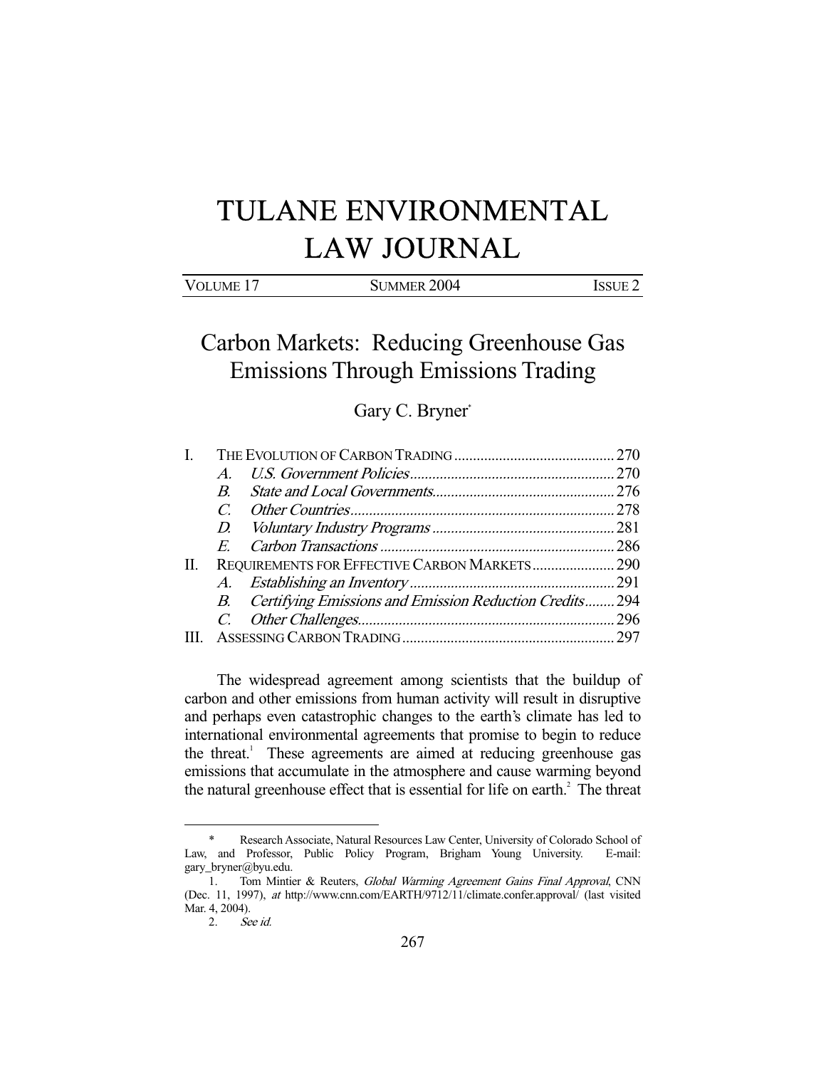# TULANE ENVIRONMENTAL LAW JOURNAL

| VOLUME 17 | SUMMER 2004 | ISSUE 2 |
|---|---|---|

## Carbon Markets: Reducing Greenhouse Gas Emissions Through Emissions Trading

Gary C. Bryner[*]

| | | |
|---|---|---|
| I. | THE EVOLUTION OF CARBON TRADING | 270 |
| | *A. U.S. Government Policies* | 270 |
| | *B. State and Local Governments* | 276 |
| | *C. Other Countries* | 278 |
| | *D. Voluntary Industry Programs* | 281 |
| | *E. Carbon Transactions* | 286 |
| II. | REQUIREMENTS FOR EFFECTIVE CARBON MARKETS | 290 |
| | *A. Establishing an Inventory* | 291 |
| | *B. Certifying Emissions and Emission Reduction Credits* | 294 |
| | *C. Other Challenges* | 296 |
| III. | ASSESSING CARBON TRADING | 297 |

The widespread agreement among scientists that the buildup of carbon and other emissions from human activity will result in disruptive and perhaps even catastrophic changes to the earth's climate has led to international environmental agreements that promise to begin to reduce the threat.[1] These agreements are aimed at reducing greenhouse gas emissions that accumulate in the atmosphere and cause warming beyond the natural greenhouse effect that is essential for life on earth.[2] The threat

---

\* Research Associate, Natural Resources Law Center, University of Colorado School of Law, and Professor, Public Policy Program, Brigham Young University. E-mail: gary_bryner@byu.edu.

1. Tom Mintier & Reuters, *Global Warming Agreement Gains Final Approval*, CNN (Dec. 11, 1997), *at* http://www.cnn.com/EARTH/9712/11/climate.confer.approval/ (last visited Mar. 4, 2004).

2. *See id.*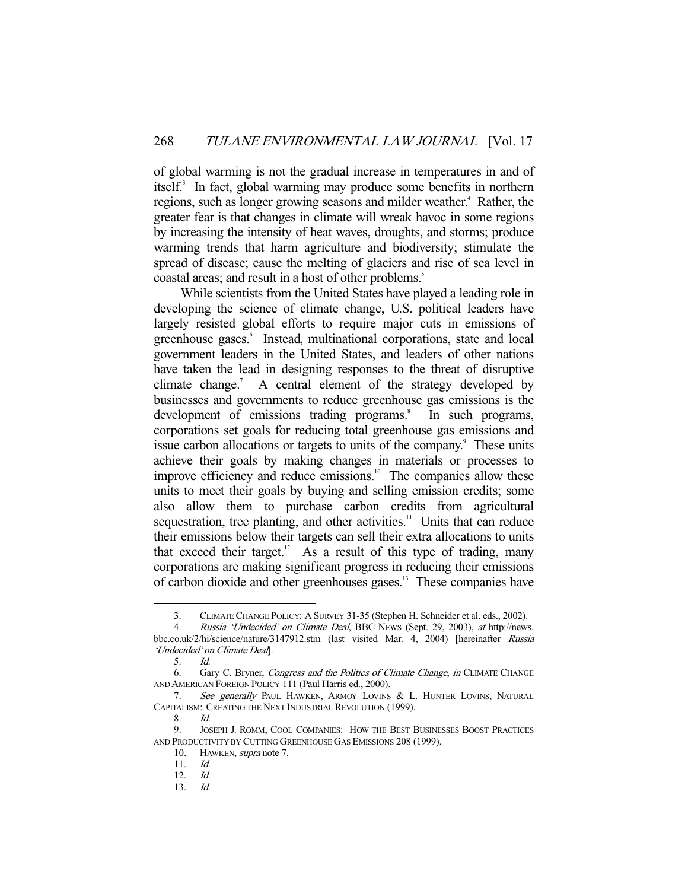of global warming is not the gradual increase in temperatures in and of itself.[3] In fact, global warming may produce some benefits in northern regions, such as longer growing seasons and milder weather.[4] Rather, the greater fear is that changes in climate will wreak havoc in some regions by increasing the intensity of heat waves, droughts, and storms; produce warming trends that harm agriculture and biodiversity; stimulate the spread of disease; cause the melting of glaciers and rise of sea level in coastal areas; and result in a host of other problems.[5]

While scientists from the United States have played a leading role in developing the science of climate change, U.S. political leaders have largely resisted global efforts to require major cuts in emissions of greenhouse gases.[6] Instead, multinational corporations, state and local government leaders in the United States, and leaders of other nations have taken the lead in designing responses to the threat of disruptive climate change.[7] A central element of the strategy developed by businesses and governments to reduce greenhouse gas emissions is the development of emissions trading programs.[8] In such programs, corporations set goals for reducing total greenhouse gas emissions and issue carbon allocations or targets to units of the company.[9] These units achieve their goals by making changes in materials or processes to improve efficiency and reduce emissions.[10] The companies allow these units to meet their goals by buying and selling emission credits; some also allow them to purchase carbon credits from agricultural sequestration, tree planting, and other activities.[11] Units that can reduce their emissions below their targets can sell their extra allocations to units that exceed their target.[12] As a result of this type of trading, many corporations are making significant progress in reducing their emissions of carbon dioxide and other greenhouses gases.[13] These companies have

---

3. CLIMATE CHANGE POLICY: A SURVEY 31-35 (Stephen H. Schneider et al. eds., 2002).

4. *Russia 'Undecided' on Climate Deal*, BBC NEWS (Sept. 29, 2003), *at* http://news.bbc.co.uk/2/hi/science/nature/3147912.stm (last visited Mar. 4, 2004) [hereinafter *Russia 'Undecided' on Climate Deal*].

5. *Id.*

6. Gary C. Bryner, *Congress and the Politics of Climate Change*, *in* CLIMATE CHANGE AND AMERICAN FOREIGN POLICY 111 (Paul Harris ed., 2000).

7. *See generally* PAUL HAWKEN, ARMOY LOVINS & L. HUNTER LOVINS, NATURAL CAPITALISM: CREATING THE NEXT INDUSTRIAL REVOLUTION (1999).

8. *Id.*

9. JOSEPH J. ROMM, COOL COMPANIES: HOW THE BEST BUSINESSES BOOST PRACTICES AND PRODUCTIVITY BY CUTTING GREENHOUSE GAS EMISSIONS 208 (1999).

10. HAWKEN, *supra* note 7.

11. *Id.*

12. *Id.*

13. *Id.*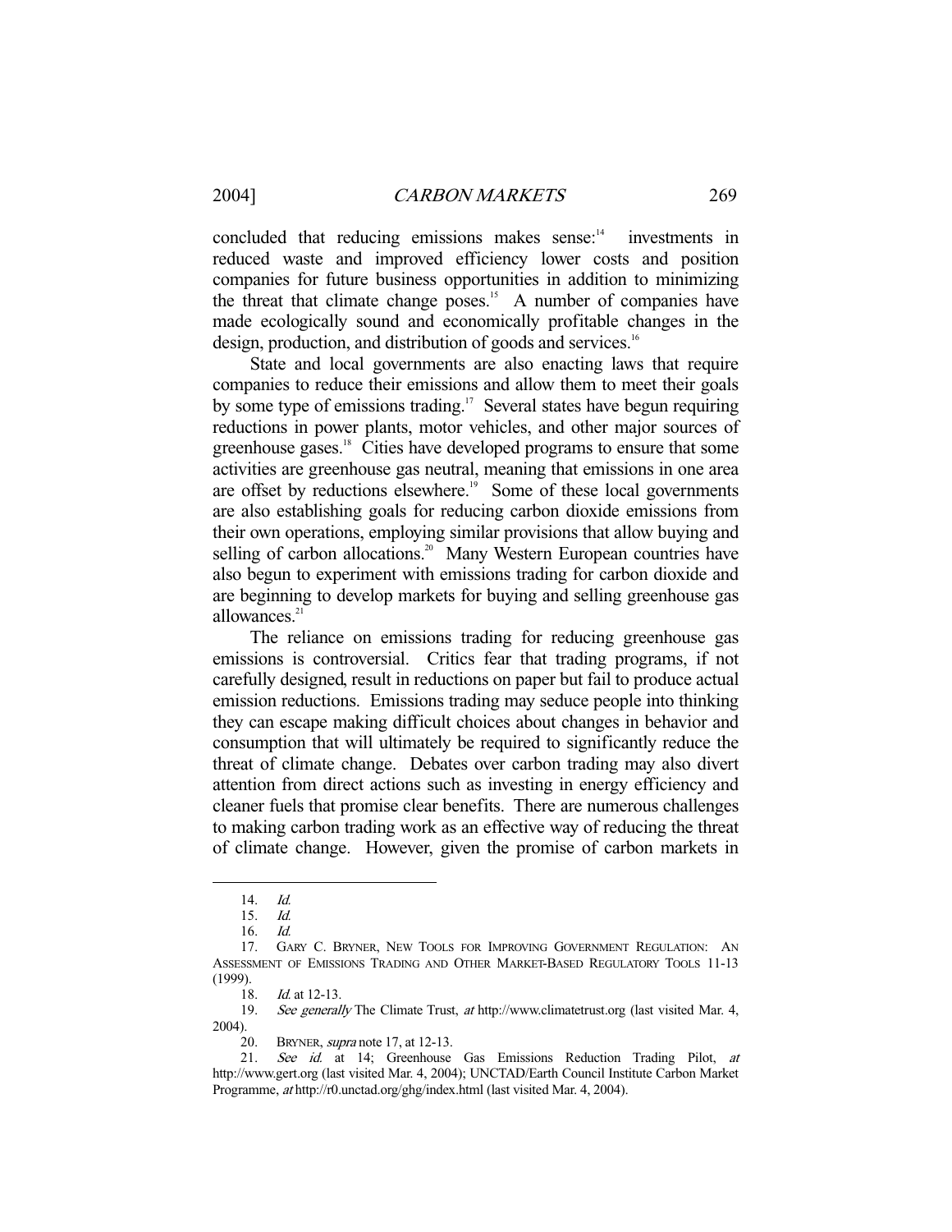concluded that reducing emissions makes sense:[14] investments in reduced waste and improved efficiency lower costs and position companies for future business opportunities in addition to minimizing the threat that climate change poses.[15] A number of companies have made ecologically sound and economically profitable changes in the design, production, and distribution of goods and services.[16]

State and local governments are also enacting laws that require companies to reduce their emissions and allow them to meet their goals by some type of emissions trading.[17] Several states have begun requiring reductions in power plants, motor vehicles, and other major sources of greenhouse gases.[18] Cities have developed programs to ensure that some activities are greenhouse gas neutral, meaning that emissions in one area are offset by reductions elsewhere.[19] Some of these local governments are also establishing goals for reducing carbon dioxide emissions from their own operations, employing similar provisions that allow buying and selling of carbon allocations.[20] Many Western European countries have also begun to experiment with emissions trading for carbon dioxide and are beginning to develop markets for buying and selling greenhouse gas allowances.[21]

The reliance on emissions trading for reducing greenhouse gas emissions is controversial. Critics fear that trading programs, if not carefully designed, result in reductions on paper but fail to produce actual emission reductions. Emissions trading may seduce people into thinking they can escape making difficult choices about changes in behavior and consumption that will ultimately be required to significantly reduce the threat of climate change. Debates over carbon trading may also divert attention from direct actions such as investing in energy efficiency and cleaner fuels that promise clear benefits. There are numerous challenges to making carbon trading work as an effective way of reducing the threat of climate change. However, given the promise of carbon markets in

---

14. *Id.*
15. *Id.*
16. *Id.*
17. GARY C. BRYNER, NEW TOOLS FOR IMPROVING GOVERNMENT REGULATION: AN ASSESSMENT OF EMISSIONS TRADING AND OTHER MARKET-BASED REGULATORY TOOLS 11-13 (1999).
18. *Id.* at 12-13.
19. *See generally* The Climate Trust, *at* http://www.climatetrust.org (last visited Mar. 4, 2004).
20. BRYNER, *supra* note 17, at 12-13.
21. *See id.* at 14; Greenhouse Gas Emissions Reduction Trading Pilot, *at* http://www.gert.org (last visited Mar. 4, 2004); UNCTAD/Earth Council Institute Carbon Market Programme, *at* http://r0.unctad.org/ghg/index.html (last visited Mar. 4, 2004).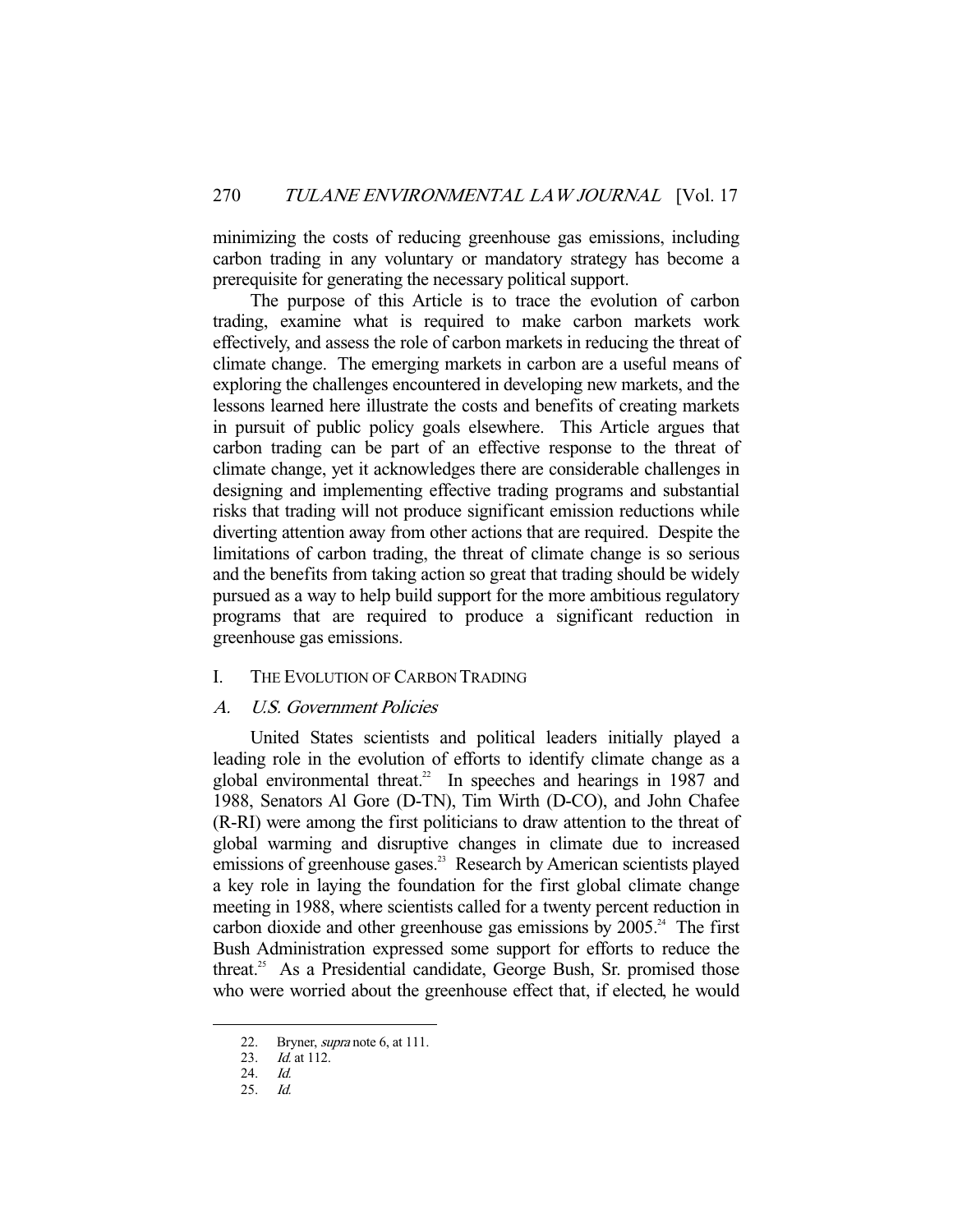minimizing the costs of reducing greenhouse gas emissions, including carbon trading in any voluntary or mandatory strategy has become a prerequisite for generating the necessary political support.

The purpose of this Article is to trace the evolution of carbon trading, examine what is required to make carbon markets work effectively, and assess the role of carbon markets in reducing the threat of climate change. The emerging markets in carbon are a useful means of exploring the challenges encountered in developing new markets, and the lessons learned here illustrate the costs and benefits of creating markets in pursuit of public policy goals elsewhere. This Article argues that carbon trading can be part of an effective response to the threat of climate change, yet it acknowledges there are considerable challenges in designing and implementing effective trading programs and substantial risks that trading will not produce significant emission reductions while diverting attention away from other actions that are required. Despite the limitations of carbon trading, the threat of climate change is so serious and the benefits from taking action so great that trading should be widely pursued as a way to help build support for the more ambitious regulatory programs that are required to produce a significant reduction in greenhouse gas emissions.

## I. THE EVOLUTION OF CARBON TRADING

### A. *U.S. Government Policies*

United States scientists and political leaders initially played a leading role in the evolution of efforts to identify climate change as a global environmental threat.[22] In speeches and hearings in 1987 and 1988, Senators Al Gore (D-TN), Tim Wirth (D-CO), and John Chafee (R-RI) were among the first politicians to draw attention to the threat of global warming and disruptive changes in climate due to increased emissions of greenhouse gases.[23] Research by American scientists played a key role in laying the foundation for the first global climate change meeting in 1988, where scientists called for a twenty percent reduction in carbon dioxide and other greenhouse gas emissions by 2005.[24] The first Bush Administration expressed some support for efforts to reduce the threat.[25] As a Presidential candidate, George Bush, Sr. promised those who were worried about the greenhouse effect that, if elected, he would

---

22. Bryner, *supra* note 6, at 111.
23. *Id.* at 112.
24. *Id.*
25. *Id.*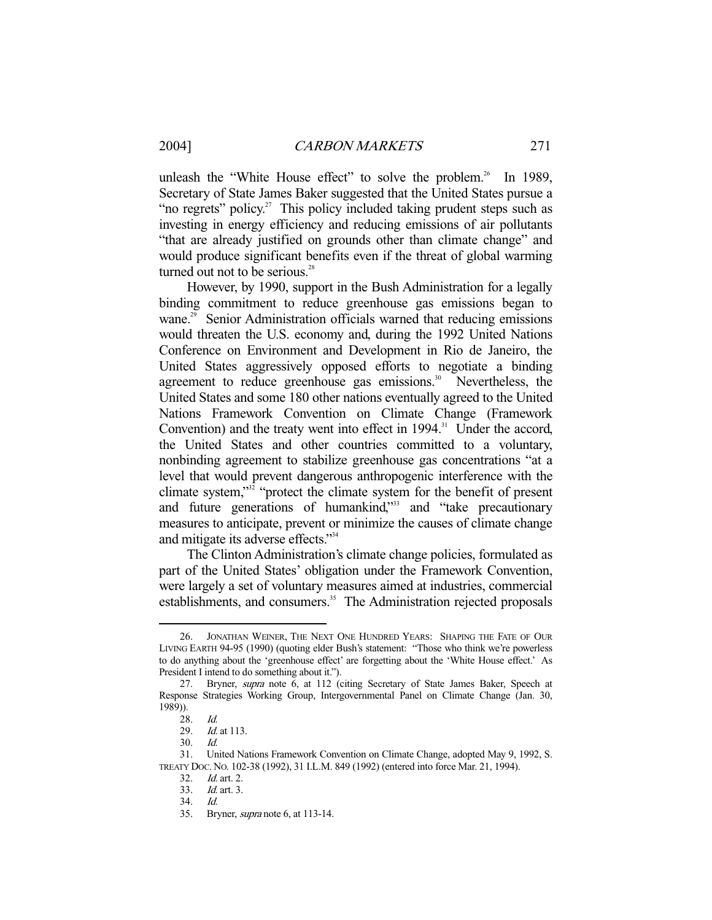unleash the "White House effect" to solve the problem.[26] In 1989, Secretary of State James Baker suggested that the United States pursue a "no regrets" policy.[27] This policy included taking prudent steps such as investing in energy efficiency and reducing emissions of air pollutants "that are already justified on grounds other than climate change" and would produce significant benefits even if the threat of global warming turned out not to be serious.[28]

However, by 1990, support in the Bush Administration for a legally binding commitment to reduce greenhouse gas emissions began to wane.[29] Senior Administration officials warned that reducing emissions would threaten the U.S. economy and, during the 1992 United Nations Conference on Environment and Development in Rio de Janeiro, the United States aggressively opposed efforts to negotiate a binding agreement to reduce greenhouse gas emissions.[30] Nevertheless, the United States and some 180 other nations eventually agreed to the United Nations Framework Convention on Climate Change (Framework Convention) and the treaty went into effect in 1994.[31] Under the accord, the United States and other countries committed to a voluntary, nonbinding agreement to stabilize greenhouse gas concentrations "at a level that would prevent dangerous anthropogenic interference with the climate system,"[32] "protect the climate system for the benefit of present and future generations of humankind,"[33] and "take precautionary measures to anticipate, prevent or minimize the causes of climate change and mitigate its adverse effects."[34]

The Clinton Administration's climate change policies, formulated as part of the United States' obligation under the Framework Convention, were largely a set of voluntary measures aimed at industries, commercial establishments, and consumers.[35] The Administration rejected proposals

---

26. JONATHAN WEINER, THE NEXT ONE HUNDRED YEARS: SHAPING THE FATE OF OUR LIVING EARTH 94-95 (1990) (quoting elder Bush's statement: "Those who think we're powerless to do anything about the 'greenhouse effect' are forgetting about the 'White House effect.' As President I intend to do something about it.").

27. Bryner, *supra* note 6, at 112 (citing Secretary of State James Baker, Speech at Response Strategies Working Group, Intergovernmental Panel on Climate Change (Jan. 30, 1989)).

28. *Id.*

29. *Id.* at 113.

30. *Id.*

31. United Nations Framework Convention on Climate Change, adopted May 9, 1992, S. TREATY DOC. NO. 102-38 (1992), 31 I.L.M. 849 (1992) (entered into force Mar. 21, 1994).

32. *Id.* art. 2.

33. *Id.* art. 3.

34. *Id.*

35. Bryner, *supra* note 6, at 113-14.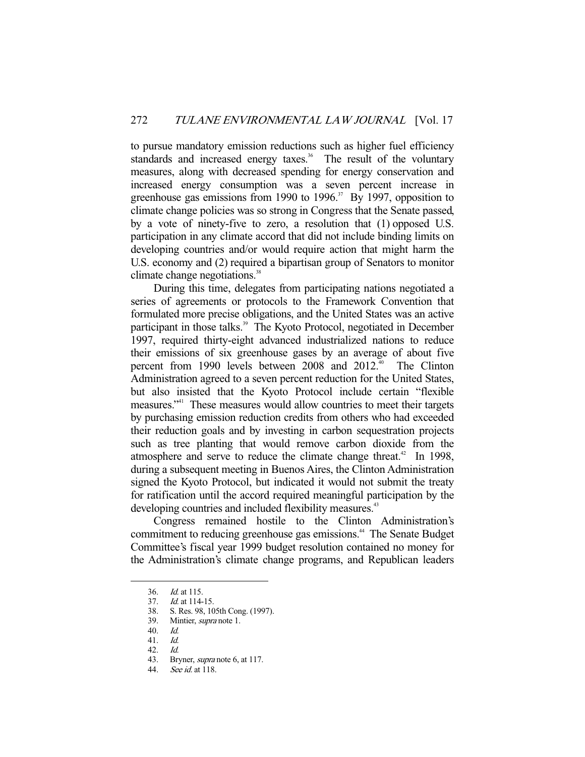to pursue mandatory emission reductions such as higher fuel efficiency standards and increased energy taxes.[36] The result of the voluntary measures, along with decreased spending for energy conservation and increased energy consumption was a seven percent increase in greenhouse gas emissions from 1990 to 1996.[37] By 1997, opposition to climate change policies was so strong in Congress that the Senate passed, by a vote of ninety-five to zero, a resolution that (1) opposed U.S. participation in any climate accord that did not include binding limits on developing countries and/or would require action that might harm the U.S. economy and (2) required a bipartisan group of Senators to monitor climate change negotiations.[38]

During this time, delegates from participating nations negotiated a series of agreements or protocols to the Framework Convention that formulated more precise obligations, and the United States was an active participant in those talks.[39] The Kyoto Protocol, negotiated in December 1997, required thirty-eight advanced industrialized nations to reduce their emissions of six greenhouse gases by an average of about five percent from 1990 levels between 2008 and 2012.[40] The Clinton Administration agreed to a seven percent reduction for the United States, but also insisted that the Kyoto Protocol include certain "flexible measures."[41] These measures would allow countries to meet their targets by purchasing emission reduction credits from others who had exceeded their reduction goals and by investing in carbon sequestration projects such as tree planting that would remove carbon dioxide from the atmosphere and serve to reduce the climate change threat.[42] In 1998, during a subsequent meeting in Buenos Aires, the Clinton Administration signed the Kyoto Protocol, but indicated it would not submit the treaty for ratification until the accord required meaningful participation by the developing countries and included flexibility measures.[43]

Congress remained hostile to the Clinton Administration's commitment to reducing greenhouse gas emissions.[44] The Senate Budget Committee's fiscal year 1999 budget resolution contained no money for the Administration's climate change programs, and Republican leaders

---

36. *Id.* at 115.
37. *Id.* at 114-15.
38. S. Res. 98, 105th Cong. (1997).
39. Mintier, *supra* note 1.
40. *Id.*
41. *Id.*
42. *Id.*
43. Bryner, *supra* note 6, at 117.
44. *See id.* at 118.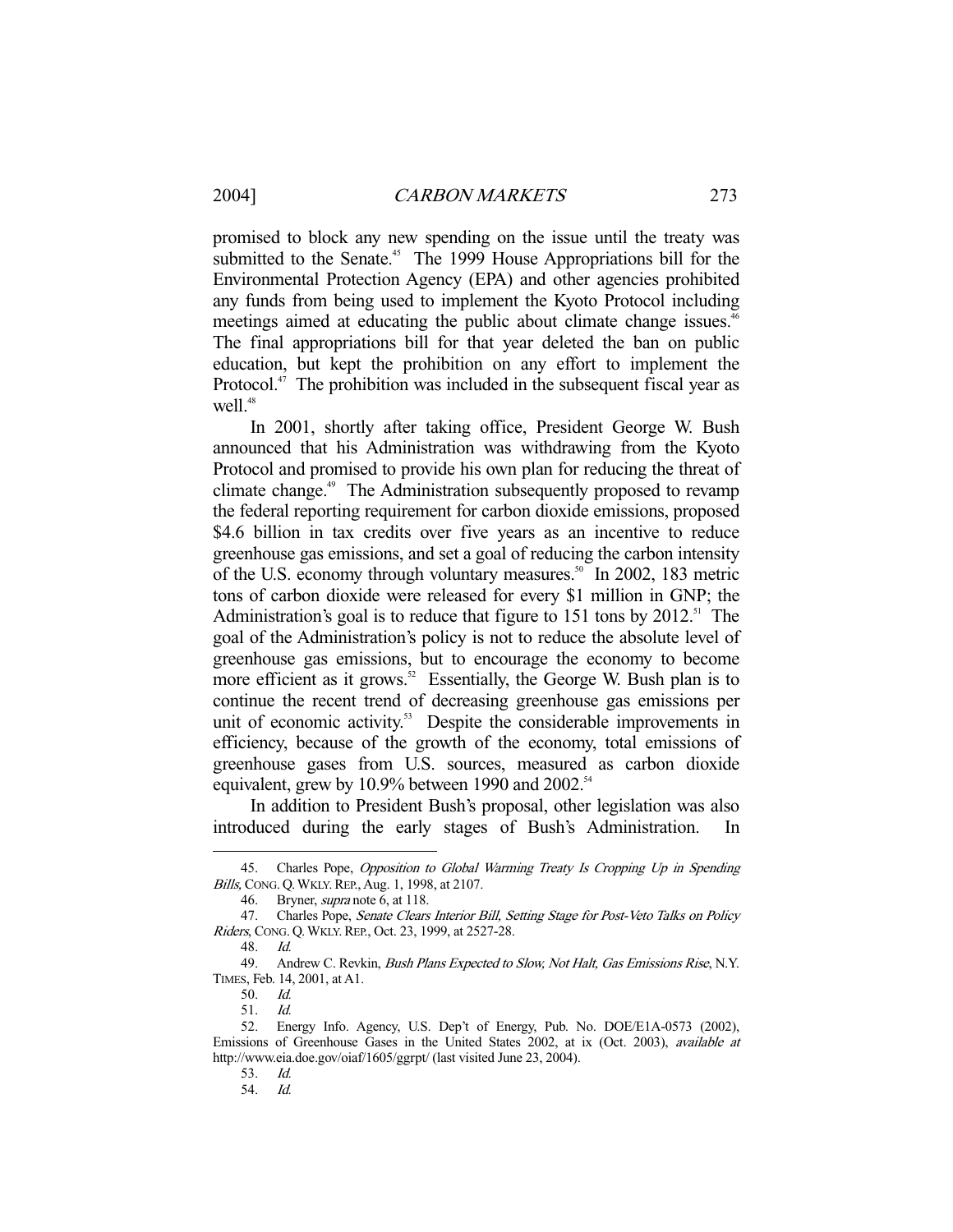promised to block any new spending on the issue until the treaty was submitted to the Senate.[45] The 1999 House Appropriations bill for the Environmental Protection Agency (EPA) and other agencies prohibited any funds from being used to implement the Kyoto Protocol including meetings aimed at educating the public about climate change issues.[46] The final appropriations bill for that year deleted the ban on public education, but kept the prohibition on any effort to implement the Protocol.[47] The prohibition was included in the subsequent fiscal year as well.[48]

In 2001, shortly after taking office, President George W. Bush announced that his Administration was withdrawing from the Kyoto Protocol and promised to provide his own plan for reducing the threat of climate change.[49] The Administration subsequently proposed to revamp the federal reporting requirement for carbon dioxide emissions, proposed $4.6 billion in tax credits over five years as an incentive to reduce greenhouse gas emissions, and set a goal of reducing the carbon intensity of the U.S. economy through voluntary measures.[50] In 2002, 183 metric tons of carbon dioxide were released for every $1 million in GNP; the Administration's goal is to reduce that figure to 151 tons by 2012.[51] The goal of the Administration's policy is not to reduce the absolute level of greenhouse gas emissions, but to encourage the economy to become more efficient as it grows.[52] Essentially, the George W. Bush plan is to continue the recent trend of decreasing greenhouse gas emissions per unit of economic activity.[53] Despite the considerable improvements in efficiency, because of the growth of the economy, total emissions of greenhouse gases from U.S. sources, measured as carbon dioxide equivalent, grew by 10.9% between 1990 and 2002.[54]

In addition to President Bush's proposal, other legislation was also introduced during the early stages of Bush's Administration. In

---

45. Charles Pope, *Opposition to Global Warming Treaty Is Cropping Up in Spending Bills*, CONG. Q. WKLY. REP., Aug. 1, 1998, at 2107.

46. Bryner, *supra* note 6, at 118.

47. Charles Pope, *Senate Clears Interior Bill, Setting Stage for Post-Veto Talks on Policy Riders*, CONG. Q. WKLY. REP., Oct. 23, 1999, at 2527-28.

48. *Id.*

49. Andrew C. Revkin, *Bush Plans Expected to Slow, Not Halt, Gas Emissions Rise*, N.Y. TIMES, Feb. 14, 2001, at A1.

50. *Id.*

51. *Id.*

52. Energy Info. Agency, U.S. Dep't of Energy, Pub. No. DOE/E1A-0573 (2002), Emissions of Greenhouse Gases in the United States 2002, at ix (Oct. 2003), *available at* http://www.eia.doe.gov/oiaf/1605/ggrpt/ (last visited June 23, 2004).

53. *Id.*

54. *Id.*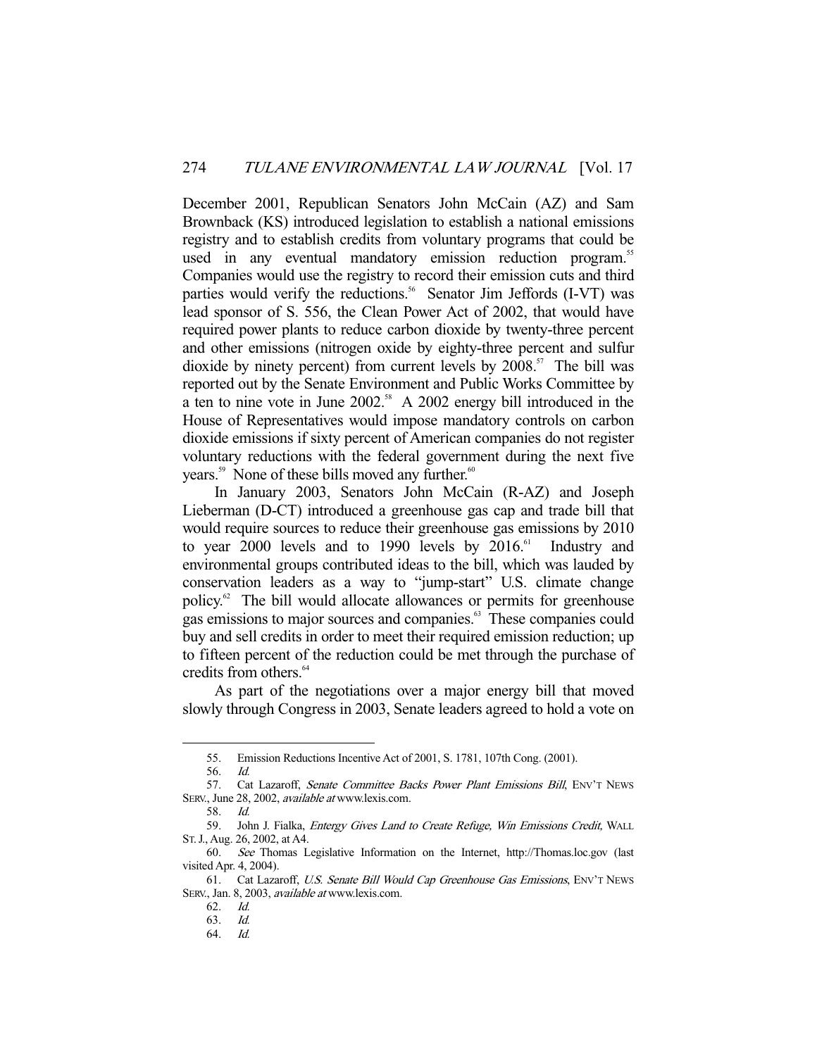December 2001, Republican Senators John McCain (AZ) and Sam Brownback (KS) introduced legislation to establish a national emissions registry and to establish credits from voluntary programs that could be used in any eventual mandatory emission reduction program.[55] Companies would use the registry to record their emission cuts and third parties would verify the reductions.[56] Senator Jim Jeffords (I-VT) was lead sponsor of S. 556, the Clean Power Act of 2002, that would have required power plants to reduce carbon dioxide by twenty-three percent and other emissions (nitrogen oxide by eighty-three percent and sulfur dioxide by ninety percent) from current levels by 2008.[57] The bill was reported out by the Senate Environment and Public Works Committee by a ten to nine vote in June 2002.[58] A 2002 energy bill introduced in the House of Representatives would impose mandatory controls on carbon dioxide emissions if sixty percent of American companies do not register voluntary reductions with the federal government during the next five years.[59] None of these bills moved any further.[60]

In January 2003, Senators John McCain (R-AZ) and Joseph Lieberman (D-CT) introduced a greenhouse gas cap and trade bill that would require sources to reduce their greenhouse gas emissions by 2010 to year 2000 levels and to 1990 levels by 2016.[61] Industry and environmental groups contributed ideas to the bill, which was lauded by conservation leaders as a way to "jump-start" U.S. climate change policy.[62] The bill would allocate allowances or permits for greenhouse gas emissions to major sources and companies.[63] These companies could buy and sell credits in order to meet their required emission reduction; up to fifteen percent of the reduction could be met through the purchase of credits from others.[64]

As part of the negotiations over a major energy bill that moved slowly through Congress in 2003, Senate leaders agreed to hold a vote on

---

55. Emission Reductions Incentive Act of 2001, S. 1781, 107th Cong. (2001).

56. *Id.*

57. Cat Lazaroff, *Senate Committee Backs Power Plant Emissions Bill*, ENV'T NEWS SERV., June 28, 2002, *available at* www.lexis.com.

58. *Id.*

59. John J. Fialka, *Entergy Gives Land to Create Refuge, Win Emissions Credit*, WALL ST. J., Aug. 26, 2002, at A4.

60. *See* Thomas Legislative Information on the Internet, http://Thomas.loc.gov (last visited Apr. 4, 2004).

61. Cat Lazaroff, *U.S. Senate Bill Would Cap Greenhouse Gas Emissions*, ENV'T NEWS SERV., Jan. 8, 2003, *available at* www.lexis.com.

62. *Id.*

63. *Id.*

64. *Id.*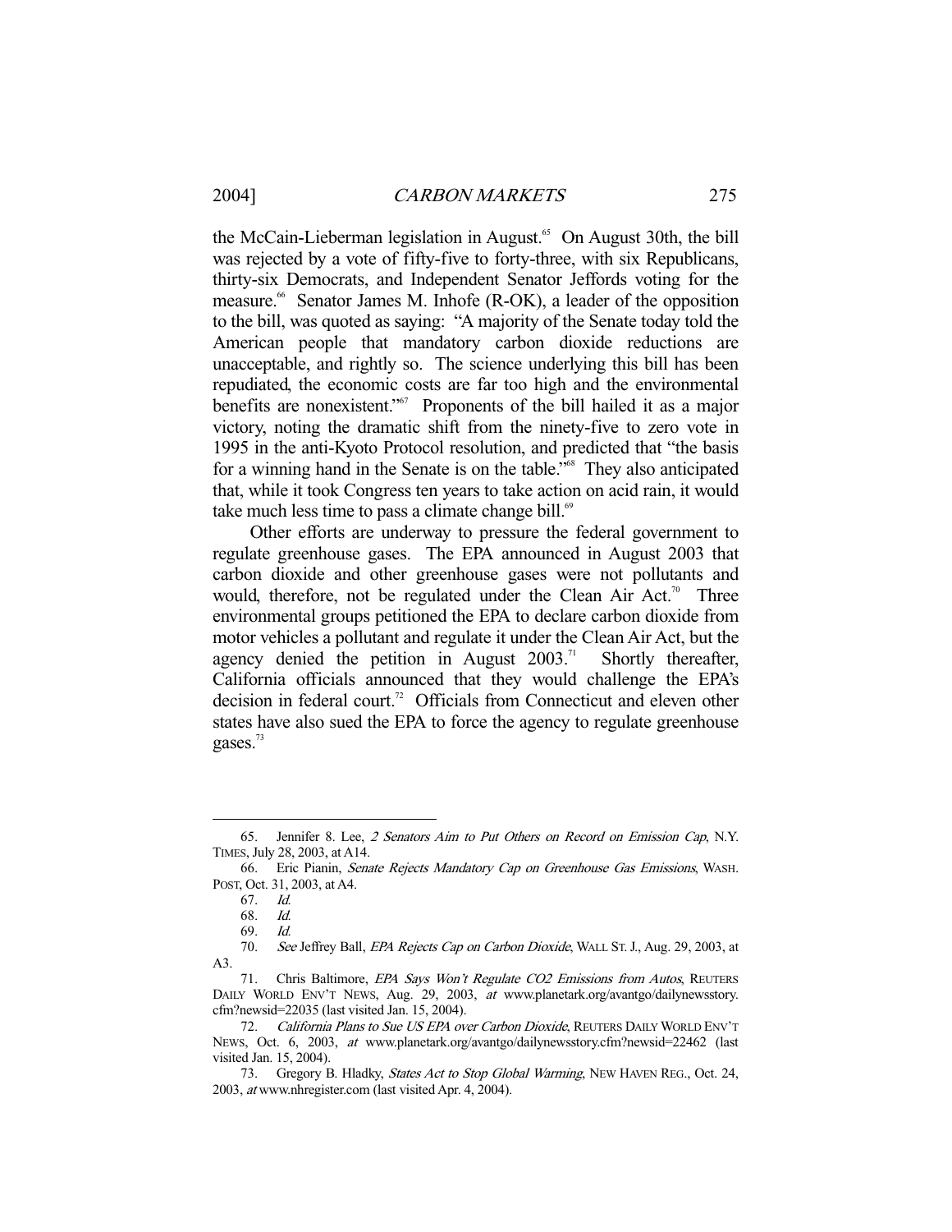the McCain-Lieberman legislation in August.[65] On August 30th, the bill was rejected by a vote of fifty-five to forty-three, with six Republicans, thirty-six Democrats, and Independent Senator Jeffords voting for the measure.[66] Senator James M. Inhofe (R-OK), a leader of the opposition to the bill, was quoted as saying: "A majority of the Senate today told the American people that mandatory carbon dioxide reductions are unacceptable, and rightly so. The science underlying this bill has been repudiated, the economic costs are far too high and the environmental benefits are nonexistent."[67] Proponents of the bill hailed it as a major victory, noting the dramatic shift from the ninety-five to zero vote in 1995 in the anti-Kyoto Protocol resolution, and predicted that "the basis for a winning hand in the Senate is on the table."[68] They also anticipated that, while it took Congress ten years to take action on acid rain, it would take much less time to pass a climate change bill.[69]

Other efforts are underway to pressure the federal government to regulate greenhouse gases. The EPA announced in August 2003 that carbon dioxide and other greenhouse gases were not pollutants and would, therefore, not be regulated under the Clean Air Act.[70] Three environmental groups petitioned the EPA to declare carbon dioxide from motor vehicles a pollutant and regulate it under the Clean Air Act, but the agency denied the petition in August 2003.[71] Shortly thereafter, California officials announced that they would challenge the EPA's decision in federal court.[72] Officials from Connecticut and eleven other states have also sued the EPA to force the agency to regulate greenhouse gases.[73]

---

65. Jennifer 8. Lee, *2 Senators Aim to Put Others on Record on Emission Cap*, N.Y. TIMES, July 28, 2003, at A14.

66. Eric Pianin, *Senate Rejects Mandatory Cap on Greenhouse Gas Emissions*, WASH. POST, Oct. 31, 2003, at A4.

67. *Id.*

68. *Id.*

69. *Id.*

70. *See* Jeffrey Ball, *EPA Rejects Cap on Carbon Dioxide*, WALL ST. J., Aug. 29, 2003, at A3.

71. Chris Baltimore, *EPA Says Won't Regulate CO2 Emissions from Autos*, REUTERS DAILY WORLD ENV'T NEWS, Aug. 29, 2003, *at* www.planetark.org/avantgo/dailynewsstory.cfm?newsid=22035 (last visited Jan. 15, 2004).

72. *California Plans to Sue US EPA over Carbon Dioxide*, REUTERS DAILY WORLD ENV'T NEWS, Oct. 6, 2003, *at* www.planetark.org/avantgo/dailynewsstory.cfm?newsid=22462 (last visited Jan. 15, 2004).

73. Gregory B. Hladky, *States Act to Stop Global Warming*, NEW HAVEN REG., Oct. 24, 2003, *at* www.nhregister.com (last visited Apr. 4, 2004).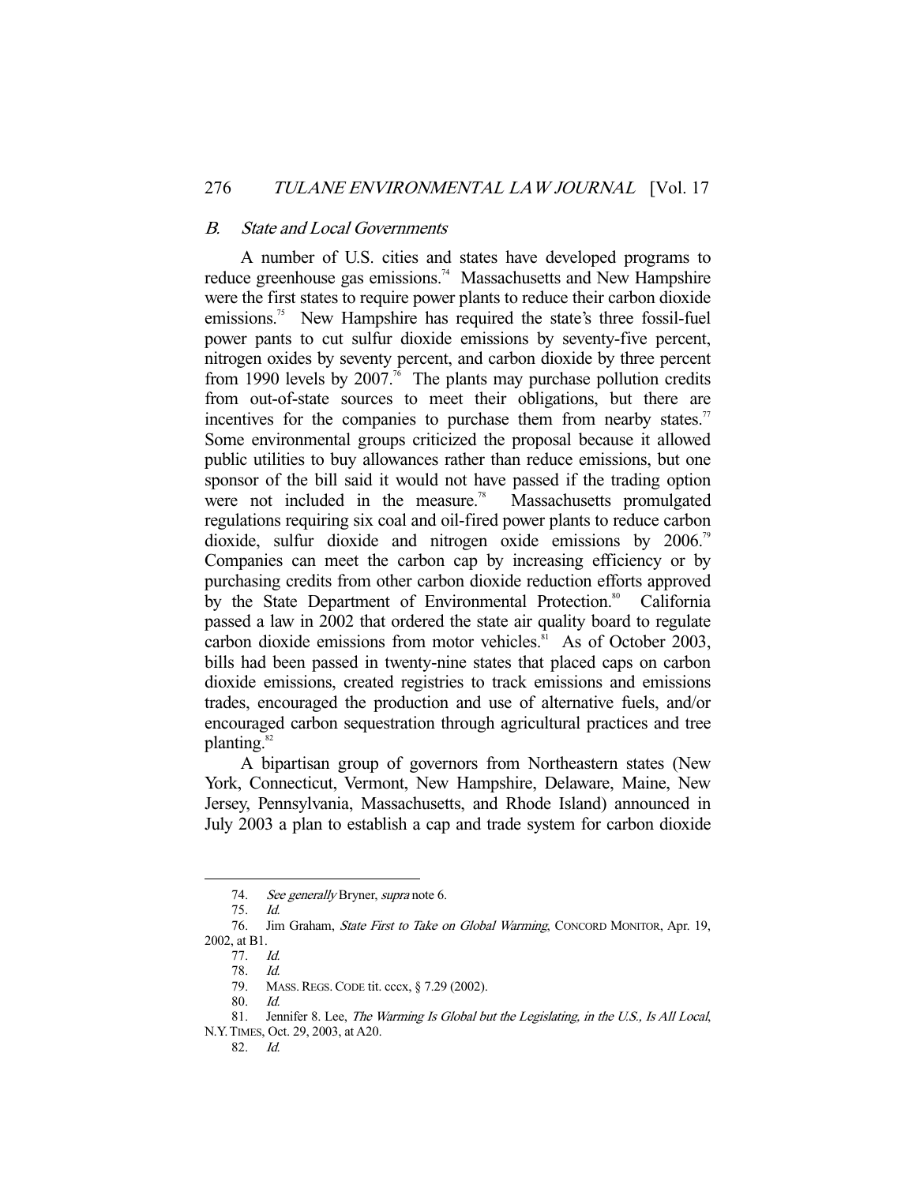### *B. State and Local Governments*

A number of U.S. cities and states have developed programs to reduce greenhouse gas emissions.[74] Massachusetts and New Hampshire were the first states to require power plants to reduce their carbon dioxide emissions.[75] New Hampshire has required the state's three fossil-fuel power pants to cut sulfur dioxide emissions by seventy-five percent, nitrogen oxides by seventy percent, and carbon dioxide by three percent from 1990 levels by 2007.[76] The plants may purchase pollution credits from out-of-state sources to meet their obligations, but there are incentives for the companies to purchase them from nearby states.[77] Some environmental groups criticized the proposal because it allowed public utilities to buy allowances rather than reduce emissions, but one sponsor of the bill said it would not have passed if the trading option were not included in the measure.[78] Massachusetts promulgated regulations requiring six coal and oil-fired power plants to reduce carbon dioxide, sulfur dioxide and nitrogen oxide emissions by 2006.[79] Companies can meet the carbon cap by increasing efficiency or by purchasing credits from other carbon dioxide reduction efforts approved by the State Department of Environmental Protection.[80] California passed a law in 2002 that ordered the state air quality board to regulate carbon dioxide emissions from motor vehicles.[81] As of October 2003, bills had been passed in twenty-nine states that placed caps on carbon dioxide emissions, created registries to track emissions and emissions trades, encouraged the production and use of alternative fuels, and/or encouraged carbon sequestration through agricultural practices and tree planting.[82]

A bipartisan group of governors from Northeastern states (New York, Connecticut, Vermont, New Hampshire, Delaware, Maine, New Jersey, Pennsylvania, Massachusetts, and Rhode Island) announced in July 2003 a plan to establish a cap and trade system for carbon dioxide

---

74. *See generally* Bryner, *supra* note 6.

75. *Id.*

76. Jim Graham, *State First to Take on Global Warming*, CONCORD MONITOR, Apr. 19, 2002, at B1.

77. *Id.*

78. *Id.*

79. MASS. REGS. CODE tit. cccx, § 7.29 (2002).

80. *Id.*

81. Jennifer 8. Lee, *The Warming Is Global but the Legislating, in the U.S., Is All Local*, N.Y. TIMES, Oct. 29, 2003, at A20.

82. *Id.*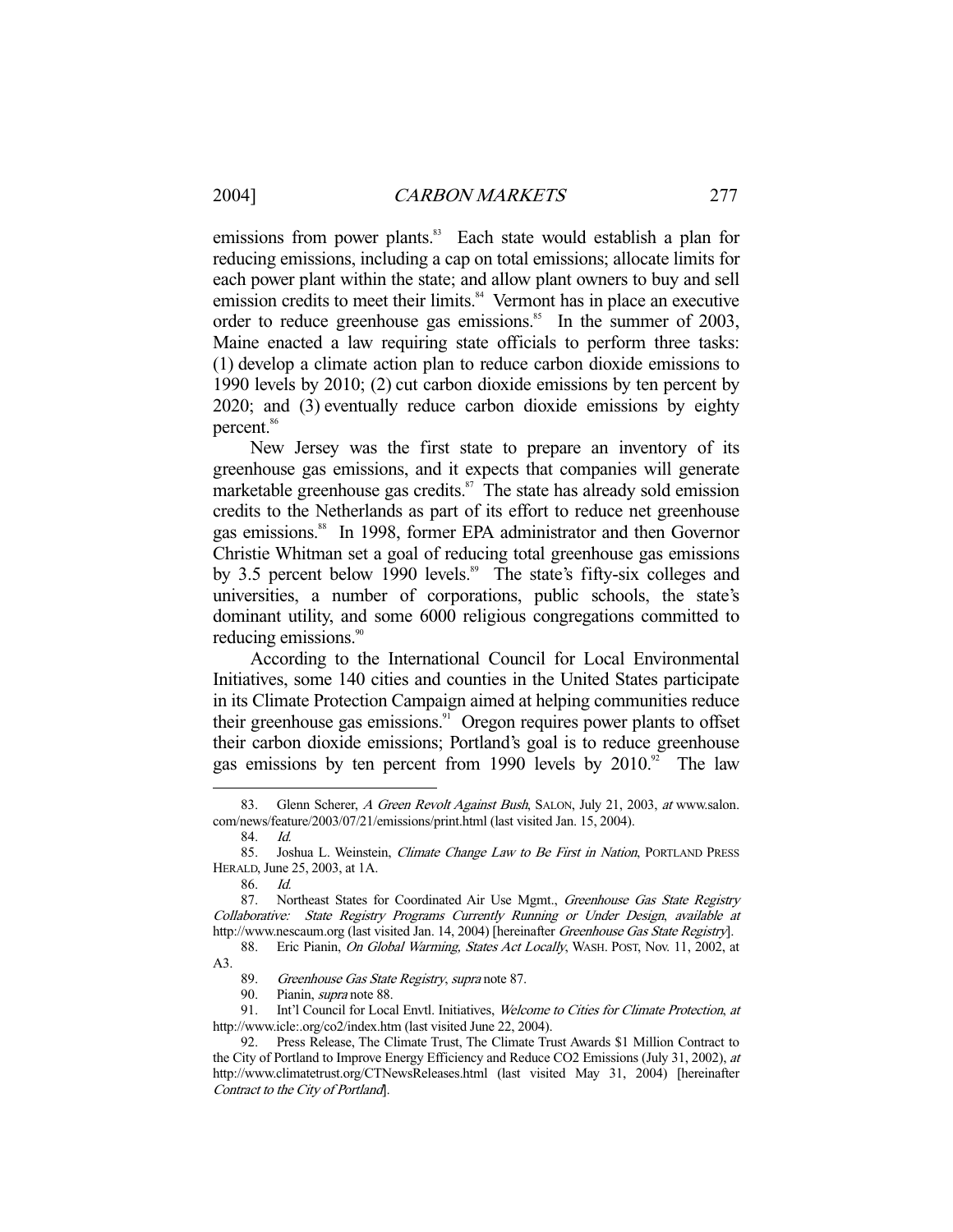emissions from power plants.[83] Each state would establish a plan for reducing emissions, including a cap on total emissions; allocate limits for each power plant within the state; and allow plant owners to buy and sell emission credits to meet their limits.[84] Vermont has in place an executive order to reduce greenhouse gas emissions.[85] In the summer of 2003, Maine enacted a law requiring state officials to perform three tasks: (1) develop a climate action plan to reduce carbon dioxide emissions to 1990 levels by 2010; (2) cut carbon dioxide emissions by ten percent by 2020; and (3) eventually reduce carbon dioxide emissions by eighty percent.[86]

New Jersey was the first state to prepare an inventory of its greenhouse gas emissions, and it expects that companies will generate marketable greenhouse gas credits.[87] The state has already sold emission credits to the Netherlands as part of its effort to reduce net greenhouse gas emissions.[88] In 1998, former EPA administrator and then Governor Christie Whitman set a goal of reducing total greenhouse gas emissions by 3.5 percent below 1990 levels.[89] The state's fifty-six colleges and universities, a number of corporations, public schools, the state's dominant utility, and some 6000 religious congregations committed to reducing emissions.[90]

According to the International Council for Local Environmental Initiatives, some 140 cities and counties in the United States participate in its Climate Protection Campaign aimed at helping communities reduce their greenhouse gas emissions.[91] Oregon requires power plants to offset their carbon dioxide emissions; Portland's goal is to reduce greenhouse gas emissions by ten percent from 1990 levels by 2010.[92] The law

83. Glenn Scherer, *A Green Revolt Against Bush*, SALON, July 21, 2003, *at* www.salon.com/news/feature/2003/07/21/emissions/print.html (last visited Jan. 15, 2004).

84. *Id.*

85. Joshua L. Weinstein, *Climate Change Law to Be First in Nation*, PORTLAND PRESS HERALD, June 25, 2003, at 1A.

86. *Id.*

87. Northeast States for Coordinated Air Use Mgmt., *Greenhouse Gas State Registry Collaborative: State Registry Programs Currently Running or Under Design*, *available at* http://www.nescaum.org (last visited Jan. 14, 2004) [hereinafter *Greenhouse Gas State Registry*].

88. Eric Pianin, *On Global Warming, States Act Locally*, WASH. POST, Nov. 11, 2002, at A3.

89. *Greenhouse Gas State Registry*, *supra* note 87.

90. Pianin, *supra* note 88.

91. Int'l Council for Local Envtl. Initiatives, *Welcome to Cities for Climate Protection*, *at* http://www.icle:.org/co2/index.htm (last visited June 22, 2004).

92. Press Release, The Climate Trust, The Climate Trust Awards $1 Million Contract to the City of Portland to Improve Energy Efficiency and Reduce CO2 Emissions (July 31, 2002), *at* http://www.climatetrust.org/CTNewsReleases.html (last visited May 31, 2004) [hereinafter *Contract to the City of Portland*].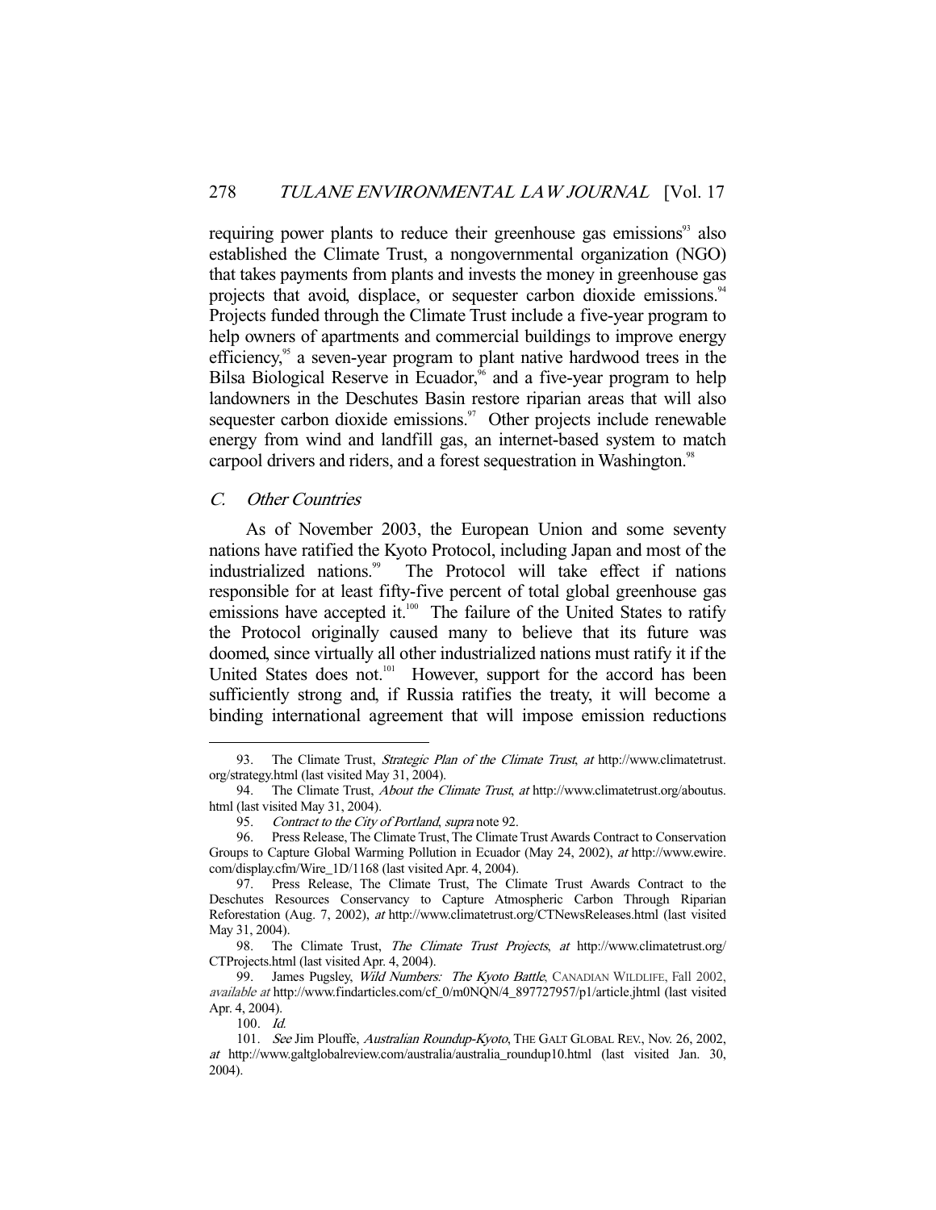requiring power plants to reduce their greenhouse gas emissions[93] also established the Climate Trust, a nongovernmental organization (NGO) that takes payments from plants and invests the money in greenhouse gas projects that avoid, displace, or sequester carbon dioxide emissions.[94] Projects funded through the Climate Trust include a five-year program to help owners of apartments and commercial buildings to improve energy efficiency,[95] a seven-year program to plant native hardwood trees in the Bilsa Biological Reserve in Ecuador,[96] and a five-year program to help landowners in the Deschutes Basin restore riparian areas that will also sequester carbon dioxide emissions.[97] Other projects include renewable energy from wind and landfill gas, an internet-based system to match carpool drivers and riders, and a forest sequestration in Washington.[98]

### C. *Other Countries*

As of November 2003, the European Union and some seventy nations have ratified the Kyoto Protocol, including Japan and most of the industrialized nations.[99] The Protocol will take effect if nations responsible for at least fifty-five percent of total global greenhouse gas emissions have accepted it.[100] The failure of the United States to ratify the Protocol originally caused many to believe that its future was doomed, since virtually all other industrialized nations must ratify it if the United States does not.[101] However, support for the accord has been sufficiently strong and, if Russia ratifies the treaty, it will become a binding international agreement that will impose emission reductions

---

93. The Climate Trust, *Strategic Plan of the Climate Trust*, *at* http://www.climatetrust.org/strategy.html (last visited May 31, 2004).

94. The Climate Trust, *About the Climate Trust*, *at* http://www.climatetrust.org/aboutus.html (last visited May 31, 2004).

95. *Contract to the City of Portland*, *supra* note 92.

96. Press Release, The Climate Trust, The Climate Trust Awards Contract to Conservation Groups to Capture Global Warming Pollution in Ecuador (May 24, 2002), *at* http://www.ewire.com/display.cfm/Wire_1D/1168 (last visited Apr. 4, 2004).

97. Press Release, The Climate Trust, The Climate Trust Awards Contract to the Deschutes Resources Conservancy to Capture Atmospheric Carbon Through Riparian Reforestation (Aug. 7, 2002), *at* http://www.climatetrust.org/CTNewsReleases.html (last visited May 31, 2004).

98. The Climate Trust, *The Climate Trust Projects*, *at* http://www.climatetrust.org/CTProjects.html (last visited Apr. 4, 2004).

99. James Pugsley, *Wild Numbers: The Kyoto Battle*, CANADIAN WILDLIFE, Fall 2002, *available at* http://www.findarticles.com/cf_0/m0NQN/4_897727957/p1/article.jhtml (last visited Apr. 4, 2004).

100. *Id.*

101. *See* Jim Plouffe, *Australian Roundup-Kyoto*, THE GALT GLOBAL REV., Nov. 26, 2002, *at* http://www.galtglobalreview.com/australia/australia_roundup10.html (last visited Jan. 30, 2004).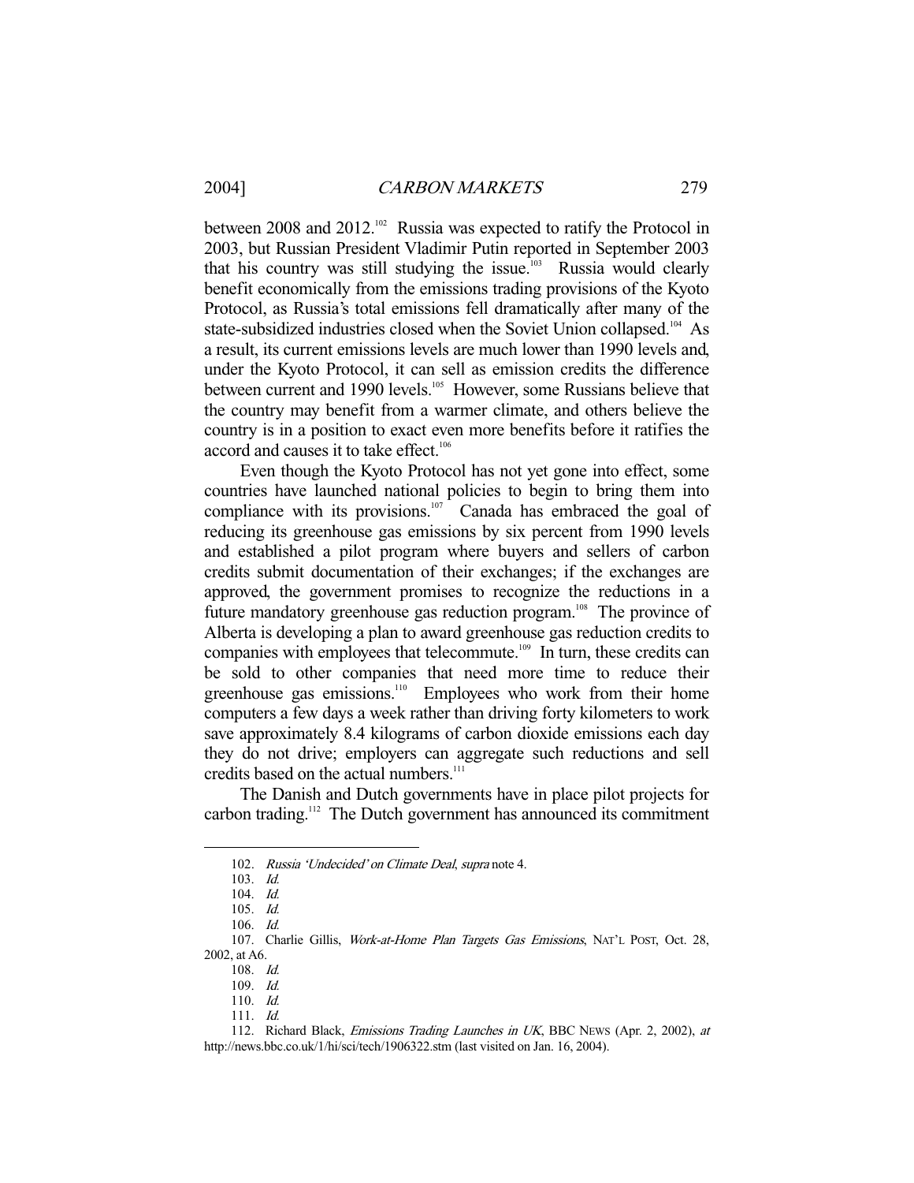between 2008 and 2012.[102] Russia was expected to ratify the Protocol in 2003, but Russian President Vladimir Putin reported in September 2003 that his country was still studying the issue.[103] Russia would clearly benefit economically from the emissions trading provisions of the Kyoto Protocol, as Russia's total emissions fell dramatically after many of the state-subsidized industries closed when the Soviet Union collapsed.[104] As a result, its current emissions levels are much lower than 1990 levels and, under the Kyoto Protocol, it can sell as emission credits the difference between current and 1990 levels.[105] However, some Russians believe that the country may benefit from a warmer climate, and others believe the country is in a position to exact even more benefits before it ratifies the accord and causes it to take effect.[106]

Even though the Kyoto Protocol has not yet gone into effect, some countries have launched national policies to begin to bring them into compliance with its provisions.[107] Canada has embraced the goal of reducing its greenhouse gas emissions by six percent from 1990 levels and established a pilot program where buyers and sellers of carbon credits submit documentation of their exchanges; if the exchanges are approved, the government promises to recognize the reductions in a future mandatory greenhouse gas reduction program.[108] The province of Alberta is developing a plan to award greenhouse gas reduction credits to companies with employees that telecommute.[109] In turn, these credits can be sold to other companies that need more time to reduce their greenhouse gas emissions.[110] Employees who work from their home computers a few days a week rather than driving forty kilometers to work save approximately 8.4 kilograms of carbon dioxide emissions each day they do not drive; employers can aggregate such reductions and sell credits based on the actual numbers.[111]

The Danish and Dutch governments have in place pilot projects for carbon trading.[112] The Dutch government has announced its commitment

---

102. *Russia 'Undecided' on Climate Deal*, *supra* note 4.

103. *Id.*

104. *Id.*

105. *Id.*

106. *Id.*

107. Charlie Gillis, *Work-at-Home Plan Targets Gas Emissions*, NAT'L POST, Oct. 28, 2002, at A6.

108. *Id.*

109. *Id.*

110. *Id.*

111. *Id.*

112. Richard Black, *Emissions Trading Launches in UK*, BBC NEWS (Apr. 2, 2002), *at* http://news.bbc.co.uk/1/hi/sci/tech/1906322.stm (last visited on Jan. 16, 2004).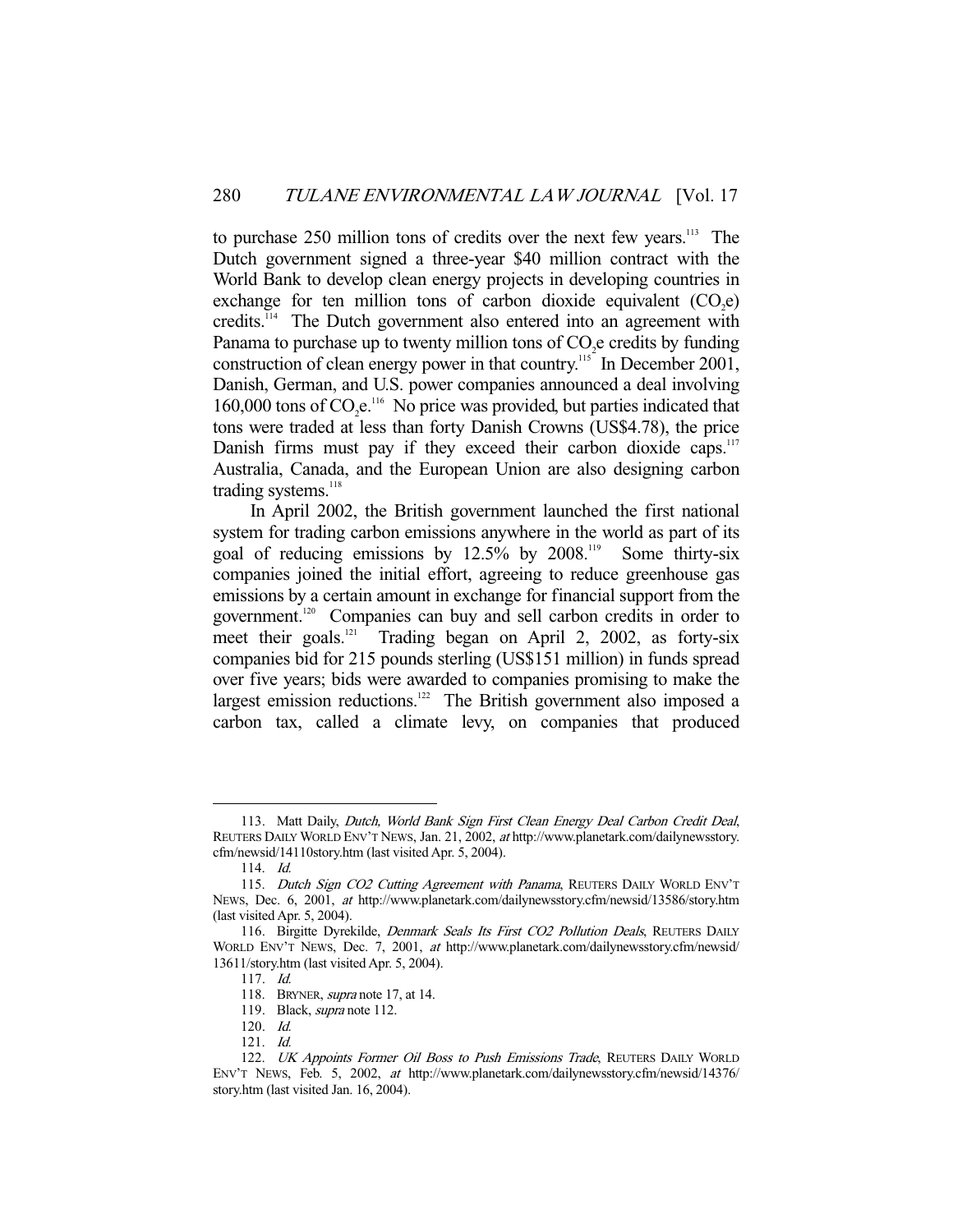to purchase 250 million tons of credits over the next few years.[113] The Dutch government signed a three-year $40 million contract with the World Bank to develop clean energy projects in developing countries in exchange for ten million tons of carbon dioxide equivalent ($CO_2e$) credits.[114] The Dutch government also entered into an agreement with Panama to purchase up to twenty million tons of $CO_2e$ credits by funding construction of clean energy power in that country.[115] In December 2001, Danish, German, and U.S. power companies announced a deal involving 160,000 tons of $CO_2e$.[116] No price was provided, but parties indicated that tons were traded at less than forty Danish Crowns (US$4.78), the price Danish firms must pay if they exceed their carbon dioxide caps.[117] Australia, Canada, and the European Union are also designing carbon trading systems.[118]

In April 2002, the British government launched the first national system for trading carbon emissions anywhere in the world as part of its goal of reducing emissions by 12.5% by 2008.[119] Some thirty-six companies joined the initial effort, agreeing to reduce greenhouse gas emissions by a certain amount in exchange for financial support from the government.[120] Companies can buy and sell carbon credits in order to meet their goals.[121] Trading began on April 2, 2002, as forty-six companies bid for 215 pounds sterling (US$151 million) in funds spread over five years; bids were awarded to companies promising to make the largest emission reductions.[122] The British government also imposed a carbon tax, called a climate levy, on companies that produced

---

113. Matt Daily, *Dutch, World Bank Sign First Clean Energy Deal Carbon Credit Deal*, REUTERS DAILY WORLD ENV'T NEWS, Jan. 21, 2002, *at* http://www.planetark.com/dailynewsstory.cfm/newsid/14110story.htm (last visited Apr. 5, 2004).

114. *Id.*

115. *Dutch Sign CO2 Cutting Agreement with Panama*, REUTERS DAILY WORLD ENV'T NEWS, Dec. 6, 2001, *at* http://www.planetark.com/dailynewsstory.cfm/newsid/13586/story.htm (last visited Apr. 5, 2004).

116. Birgitte Dyrekilde, *Denmark Seals Its First CO2 Pollution Deals*, REUTERS DAILY WORLD ENV'T NEWS, Dec. 7, 2001, *at* http://www.planetark.com/dailynewsstory.cfm/newsid/13611/story.htm (last visited Apr. 5, 2004).

117. *Id.*

118. BRYNER, *supra* note 17, at 14.

119. Black, *supra* note 112.

120. *Id.*

121. *Id.*

122. *UK Appoints Former Oil Boss to Push Emissions Trade*, REUTERS DAILY WORLD ENV'T NEWS, Feb. 5, 2002, *at* http://www.planetark.com/dailynewsstory.cfm/newsid/14376/story.htm (last visited Jan. 16, 2004).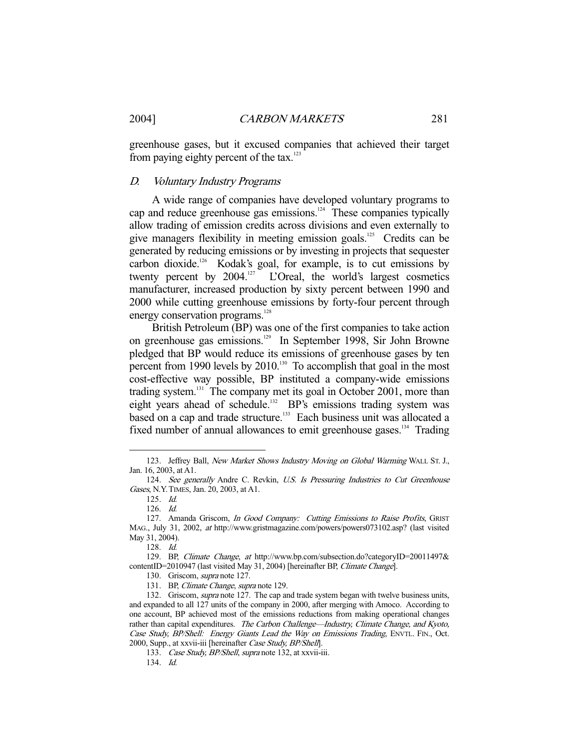greenhouse gases, but it excused companies that achieved their target from paying eighty percent of the tax.[123]

### D. *Voluntary Industry Programs*

A wide range of companies have developed voluntary programs to cap and reduce greenhouse gas emissions.[124] These companies typically allow trading of emission credits across divisions and even externally to give managers flexibility in meeting emission goals.[125] Credits can be generated by reducing emissions or by investing in projects that sequester carbon dioxide.[126] Kodak's goal, for example, is to cut emissions by twenty percent by 2004.[127] L'Oreal, the world's largest cosmetics manufacturer, increased production by sixty percent between 1990 and 2000 while cutting greenhouse emissions by forty-four percent through energy conservation programs.[128]

British Petroleum (BP) was one of the first companies to take action on greenhouse gas emissions.[129] In September 1998, Sir John Browne pledged that BP would reduce its emissions of greenhouse gases by ten percent from 1990 levels by 2010.[130] To accomplish that goal in the most cost-effective way possible, BP instituted a company-wide emissions trading system.[131] The company met its goal in October 2001, more than eight years ahead of schedule.[132] BP's emissions trading system was based on a cap and trade structure.[133] Each business unit was allocated a fixed number of annual allowances to emit greenhouse gases.[134] Trading

---

123. Jeffrey Ball, *New Market Shows Industry Moving on Global Warming* WALL ST. J., Jan. 16, 2003, at A1.

124. *See generally* Andre C. Revkin, *U.S. Is Pressuring Industries to Cut Greenhouse Gases*, N.Y. TIMES, Jan. 20, 2003, at A1.

125. *Id.*

126. *Id.*

127. Amanda Griscom, *In Good Company: Cutting Emissions to Raise Profits*, GRIST MAG., July 31, 2002, *at* http://www.gristmagazine.com/powers/powers073102.asp? (last visited May 31, 2004).

128. *Id.*

129. BP, *Climate Change*, *at* http://www.bp.com/subsection.do?categoryID=20011497&contentID=2010947 (last visited May 31, 2004) [hereinafter BP, *Climate Change*].

130. Griscom, *supra* note 127.

131. BP, *Climate Change*, *supra* note 129.

132. Griscom, *supra* note 127. The cap and trade system began with twelve business units, and expanded to all 127 units of the company in 2000, after merging with Amoco. According to one account, BP achieved most of the emissions reductions from making operational changes rather than capital expenditures. *The Carbon Challenge—Industry, Climate Change, and Kyoto, Case Study, BP/Shell: Energy Giants Lead the Way on Emissions Trading*, ENVTL. FIN., Oct. 2000, Supp., at xxvii-iii [hereinafter *Case Study, BP/Shell*].

133. *Case Study, BP/Shell*, *supra* note 132, at xxvii-iii.

134. *Id.*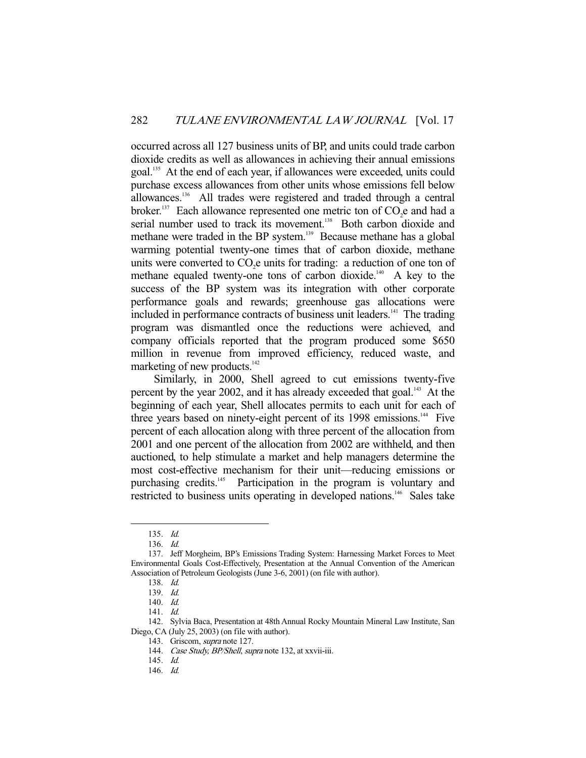occurred across all 127 business units of BP, and units could trade carbon dioxide credits as well as allowances in achieving their annual emissions goal.[135] At the end of each year, if allowances were exceeded, units could purchase excess allowances from other units whose emissions fell below allowances.[136] All trades were registered and traded through a central broker.[137] Each allowance represented one metric ton of $CO_2e$ and had a serial number used to track its movement.[138] Both carbon dioxide and methane were traded in the BP system.[139] Because methane has a global warming potential twenty-one times that of carbon dioxide, methane units were converted to $CO_2e$ units for trading: a reduction of one ton of methane equaled twenty-one tons of carbon dioxide.[140] A key to the success of the BP system was its integration with other corporate performance goals and rewards; greenhouse gas allocations were included in performance contracts of business unit leaders.[141] The trading program was dismantled once the reductions were achieved, and company officials reported that the program produced some $650 million in revenue from improved efficiency, reduced waste, and marketing of new products.[142]

Similarly, in 2000, Shell agreed to cut emissions twenty-five percent by the year 2002, and it has already exceeded that goal.[143] At the beginning of each year, Shell allocates permits to each unit for each of three years based on ninety-eight percent of its 1998 emissions.[144] Five percent of each allocation along with three percent of the allocation from 2001 and one percent of the allocation from 2002 are withheld, and then auctioned, to help stimulate a market and help managers determine the most cost-effective mechanism for their unit—reducing emissions or purchasing credits.[145] Participation in the program is voluntary and restricted to business units operating in developed nations.[146] Sales take

---

135. *Id.*

136. *Id.*

137. Jeff Morgheim, BP's Emissions Trading System: Harnessing Market Forces to Meet Environmental Goals Cost-Effectively, Presentation at the Annual Convention of the American Association of Petroleum Geologists (June 3-6, 2001) (on file with author).

138. *Id.*

139. *Id.*

140. *Id.*

141. *Id.*

142. Sylvia Baca, Presentation at 48th Annual Rocky Mountain Mineral Law Institute, San Diego, CA (July 25, 2003) (on file with author).

143. Griscom, *supra* note 127.

144. *Case Study, BP/Shell*, *supra* note 132, at xxvii-iii.

145. *Id.*

146. *Id.*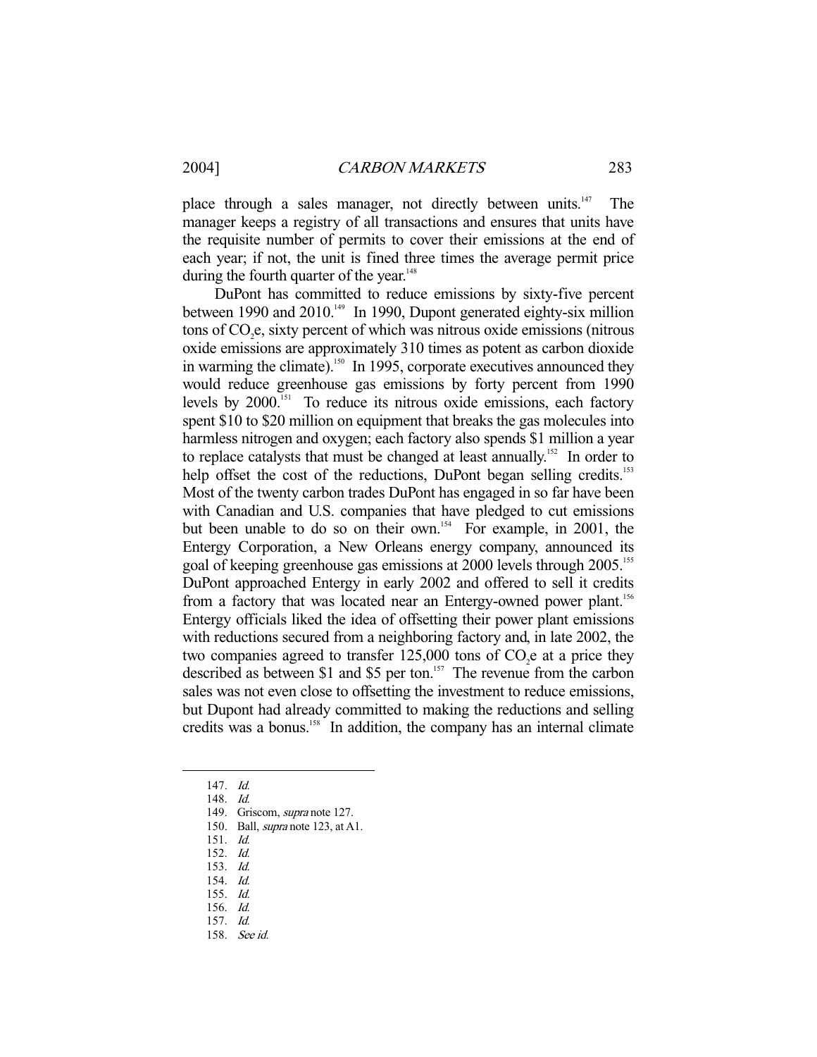place through a sales manager, not directly between units.[147] The manager keeps a registry of all transactions and ensures that units have the requisite number of permits to cover their emissions at the end of each year; if not, the unit is fined three times the average permit price during the fourth quarter of the year.[148]

DuPont has committed to reduce emissions by sixty-five percent between 1990 and 2010.[149] In 1990, Dupont generated eighty-six million tons of $CO_2$e, sixty percent of which was nitrous oxide emissions (nitrous oxide emissions are approximately 310 times as potent as carbon dioxide in warming the climate).[150] In 1995, corporate executives announced they would reduce greenhouse gas emissions by forty percent from 1990 levels by 2000.[151] To reduce its nitrous oxide emissions, each factory spent \$10 to \$20 million on equipment that breaks the gas molecules into harmless nitrogen and oxygen; each factory also spends \$1 million a year to replace catalysts that must be changed at least annually.[152] In order to help offset the cost of the reductions, DuPont began selling credits.[153] Most of the twenty carbon trades DuPont has engaged in so far have been with Canadian and U.S. companies that have pledged to cut emissions but been unable to do so on their own.[154] For example, in 2001, the Entergy Corporation, a New Orleans energy company, announced its goal of keeping greenhouse gas emissions at 2000 levels through 2005.[155] DuPont approached Entergy in early 2002 and offered to sell it credits from a factory that was located near an Entergy-owned power plant.[156] Entergy officials liked the idea of offsetting their power plant emissions with reductions secured from a neighboring factory and, in late 2002, the two companies agreed to transfer 125,000 tons of $CO_2$e at a price they described as between \$1 and \$5 per ton.[157] The revenue from the carbon sales was not even close to offsetting the investment to reduce emissions, but Dupont had already committed to making the reductions and selling credits was a bonus.[158] In addition, the company has an internal climate

---

147. *Id.*

148. *Id.*

149. Griscom, *supra* note 127.

150. Ball, *supra* note 123, at A1.

151. *Id.*

152. *Id.*

153. *Id.*

154. *Id.*

155. *Id.*

156. *Id.*

157. *Id.*

158. *See id.*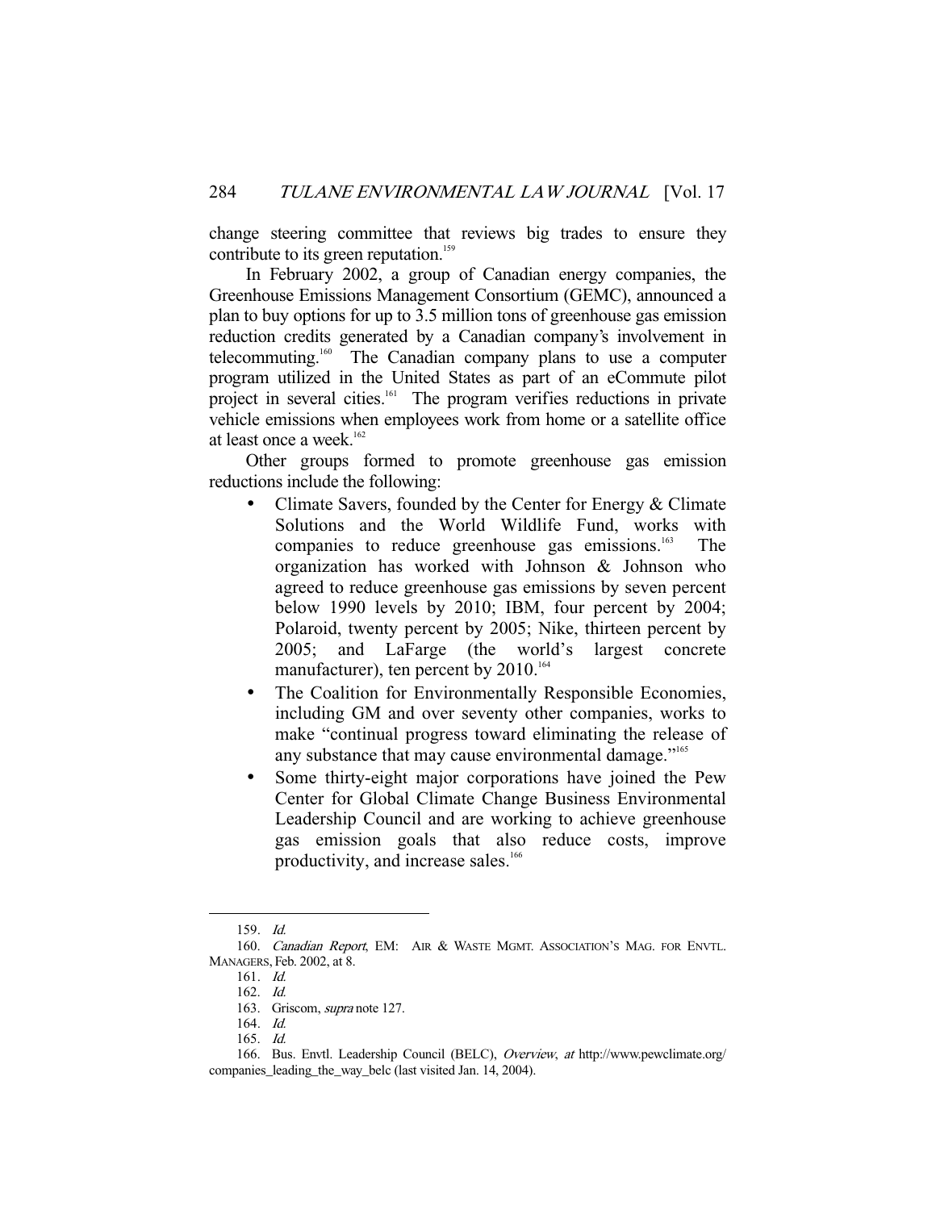change steering committee that reviews big trades to ensure they contribute to its green reputation.[159]

In February 2002, a group of Canadian energy companies, the Greenhouse Emissions Management Consortium (GEMC), announced a plan to buy options for up to 3.5 million tons of greenhouse gas emission reduction credits generated by a Canadian company's involvement in telecommuting.[160] The Canadian company plans to use a computer program utilized in the United States as part of an eCommute pilot project in several cities.[161] The program verifies reductions in private vehicle emissions when employees work from home or a satellite office at least once a week.[162]

Other groups formed to promote greenhouse gas emission reductions include the following:

- Climate Savers, founded by the Center for Energy & Climate Solutions and the World Wildlife Fund, works with companies to reduce greenhouse gas emissions.[163] The organization has worked with Johnson & Johnson who agreed to reduce greenhouse gas emissions by seven percent below 1990 levels by 2010; IBM, four percent by 2004; Polaroid, twenty percent by 2005; Nike, thirteen percent by 2005; and LaFarge (the world's largest concrete manufacturer), ten percent by 2010.[164]
- The Coalition for Environmentally Responsible Economies, including GM and over seventy other companies, works to make "continual progress toward eliminating the release of any substance that may cause environmental damage."[165]
- Some thirty-eight major corporations have joined the Pew Center for Global Climate Change Business Environmental Leadership Council and are working to achieve greenhouse gas emission goals that also reduce costs, improve productivity, and increase sales.[166]

---

159. *Id.*

160. *Canadian Report*, EM: AIR & WASTE MGMT. ASSOCIATION'S MAG. FOR ENVTL. MANAGERS, Feb. 2002, at 8.

161. *Id.*

162. *Id.*

163. Griscom, *supra* note 127.

164. *Id.*

165. *Id.*

166. Bus. Envtl. Leadership Council (BELC), *Overview*, *at* http://www.pewclimate.org/companies_leading_the_way_belc (last visited Jan. 14, 2004).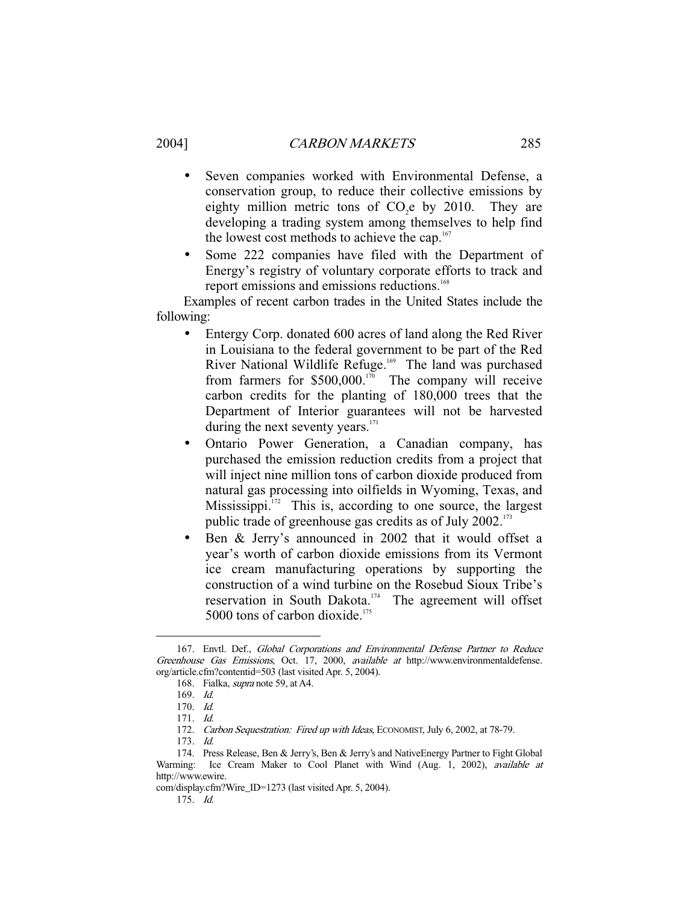- Seven companies worked with Environmental Defense, a conservation group, to reduce their collective emissions by eighty million metric tons of $CO_2e$ by 2010. They are developing a trading system among themselves to help find the lowest cost methods to achieve the cap.[167]
- Some 222 companies have filed with the Department of Energy's registry of voluntary corporate efforts to track and report emissions and emissions reductions.[168]

Examples of recent carbon trades in the United States include the following:

- Entergy Corp. donated 600 acres of land along the Red River in Louisiana to the federal government to be part of the Red River National Wildlife Refuge.[169] The land was purchased from farmers for $500,000.[170] The company will receive carbon credits for the planting of 180,000 trees that the Department of Interior guarantees will not be harvested during the next seventy years.[171]
- Ontario Power Generation, a Canadian company, has purchased the emission reduction credits from a project that will inject nine million tons of carbon dioxide produced from natural gas processing into oilfields in Wyoming, Texas, and Mississippi.[172] This is, according to one source, the largest public trade of greenhouse gas credits as of July 2002.[173]
- Ben & Jerry's announced in 2002 that it would offset a year's worth of carbon dioxide emissions from its Vermont ice cream manufacturing operations by supporting the construction of a wind turbine on the Rosebud Sioux Tribe's reservation in South Dakota.[174] The agreement will offset 5000 tons of carbon dioxide.[175]

---

167. Envtl. Def., *Global Corporations and Environmental Defense Partner to Reduce Greenhouse Gas Emissions*, Oct. 17, 2000, *available at* http://www.environmentaldefense.org/article.cfm?contentid=503 (last visited Apr. 5, 2004).

168. Fialka, *supra* note 59, at A4.

169. *Id.*

170. *Id.*

171. *Id.*

172. *Carbon Sequestration: Fired up with Ideas*, ECONOMIST, July 6, 2002, at 78-79.

173. *Id.*

174. Press Release, Ben & Jerry's, Ben & Jerry's and NativeEnergy Partner to Fight Global Warming: Ice Cream Maker to Cool Planet with Wind (Aug. 1, 2002), *available at* http://www.ewire.com/display.cfm?Wire_ID=1273 (last visited Apr. 5, 2004).

175. *Id.*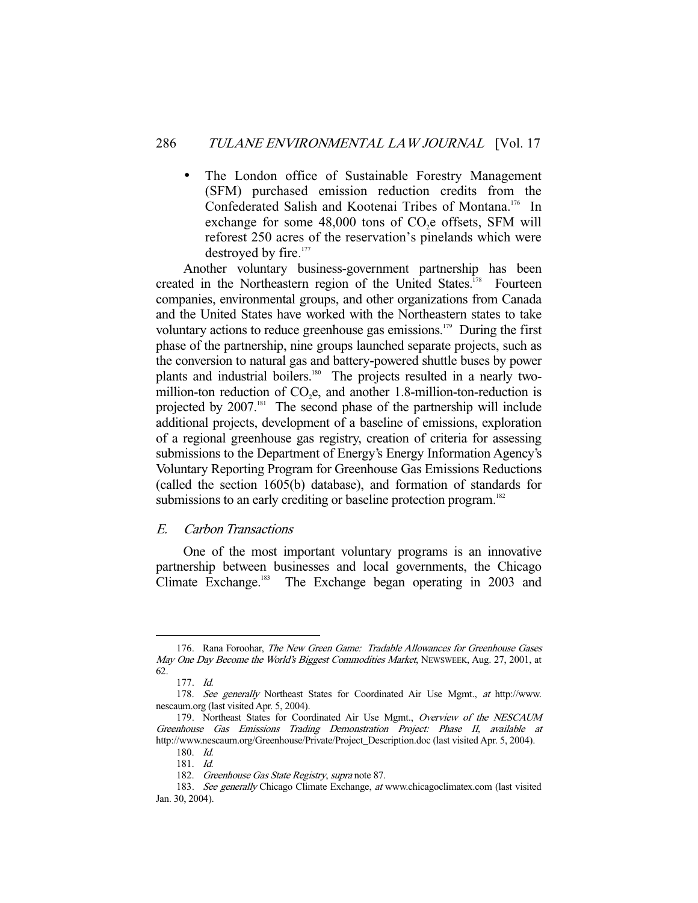- The London office of Sustainable Forestry Management (SFM) purchased emission reduction credits from the Confederated Salish and Kootenai Tribes of Montana.[176] In exchange for some 48,000 tons of $CO_2$e offsets, SFM will reforest 250 acres of the reservation's pinelands which were destroyed by fire.[177]

Another voluntary business-government partnership has been created in the Northeastern region of the United States.[178] Fourteen companies, environmental groups, and other organizations from Canada and the United States have worked with the Northeastern states to take voluntary actions to reduce greenhouse gas emissions.[179] During the first phase of the partnership, nine groups launched separate projects, such as the conversion to natural gas and battery-powered shuttle buses by power plants and industrial boilers.[180] The projects resulted in a nearly two-million-ton reduction of $CO_2$e, and another 1.8-million-ton-reduction is projected by 2007.[181] The second phase of the partnership will include additional projects, development of a baseline of emissions, exploration of a regional greenhouse gas registry, creation of criteria for assessing submissions to the Department of Energy's Energy Information Agency's Voluntary Reporting Program for Greenhouse Gas Emissions Reductions (called the section 1605(b) database), and formation of standards for submissions to an early crediting or baseline protection program.[182]

## *E. Carbon Transactions*

One of the most important voluntary programs is an innovative partnership between businesses and local governments, the Chicago Climate Exchange.[183] The Exchange began operating in 2003 and

---

176. Rana Foroohar, *The New Green Game: Tradable Allowances for Greenhouse Gases May One Day Become the World's Biggest Commodities Market*, NEWSWEEK, Aug. 27, 2001, at 62.

177. *Id.*

178. *See generally* Northeast States for Coordinated Air Use Mgmt., *at* http://www.nescaum.org (last visited Apr. 5, 2004).

179. Northeast States for Coordinated Air Use Mgmt., *Overview of the NESCAUM Greenhouse Gas Emissions Trading Demonstration Project: Phase II*, *available at* http://www.nescaum.org/Greenhouse/Private/Project_Description.doc (last visited Apr. 5, 2004).

180. *Id.*

181. *Id.*

182. *Greenhouse Gas State Registry*, *supra* note 87.

183. *See generally* Chicago Climate Exchange, *at* www.chicagoclimatex.com (last visited Jan. 30, 2004).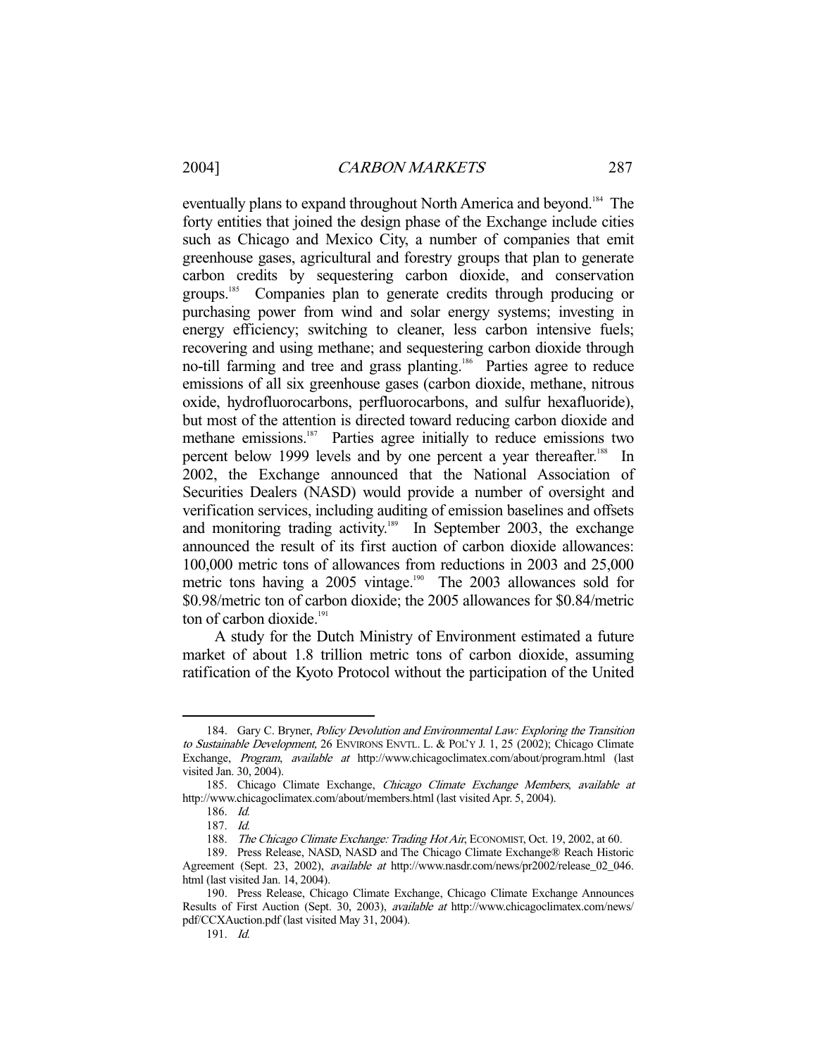eventually plans to expand throughout North America and beyond.[184] The forty entities that joined the design phase of the Exchange include cities such as Chicago and Mexico City, a number of companies that emit greenhouse gases, agricultural and forestry groups that plan to generate carbon credits by sequestering carbon dioxide, and conservation groups.[185] Companies plan to generate credits through producing or purchasing power from wind and solar energy systems; investing in energy efficiency; switching to cleaner, less carbon intensive fuels; recovering and using methane; and sequestering carbon dioxide through no-till farming and tree and grass planting.[186] Parties agree to reduce emissions of all six greenhouse gases (carbon dioxide, methane, nitrous oxide, hydrofluorocarbons, perfluorocarbons, and sulfur hexafluoride), but most of the attention is directed toward reducing carbon dioxide and methane emissions.[187] Parties agree initially to reduce emissions two percent below 1999 levels and by one percent a year thereafter.[188] In 2002, the Exchange announced that the National Association of Securities Dealers (NASD) would provide a number of oversight and verification services, including auditing of emission baselines and offsets and monitoring trading activity.[189] In September 2003, the exchange announced the result of its first auction of carbon dioxide allowances: 100,000 metric tons of allowances from reductions in 2003 and 25,000 metric tons having a 2005 vintage.[190] The 2003 allowances sold for \$0.98/metric ton of carbon dioxide; the 2005 allowances for \$0.84/metric ton of carbon dioxide.[191]

A study for the Dutch Ministry of Environment estimated a future market of about 1.8 trillion metric tons of carbon dioxide, assuming ratification of the Kyoto Protocol without the participation of the United

---

184. Gary C. Bryner, *Policy Devolution and Environmental Law: Exploring the Transition to Sustainable Development*, 26 ENVIRONS ENVTL. L. & POL'Y J. 1, 25 (2002); Chicago Climate Exchange, *Program*, *available at* http://www.chicagoclimatex.com/about/program.html (last visited Jan. 30, 2004).

185. Chicago Climate Exchange, *Chicago Climate Exchange Members*, *available at* http://www.chicagoclimatex.com/about/members.html (last visited Apr. 5, 2004).

186. *Id.*

187. *Id.*

188. *The Chicago Climate Exchange: Trading Hot Air*, ECONOMIST, Oct. 19, 2002, at 60.

189. Press Release, NASD, NASD and The Chicago Climate Exchange® Reach Historic Agreement (Sept. 23, 2002), *available at* http://www.nasdr.com/news/pr2002/release_02_046.html (last visited Jan. 14, 2004).

190. Press Release, Chicago Climate Exchange, Chicago Climate Exchange Announces Results of First Auction (Sept. 30, 2003), *available at* http://www.chicagoclimatex.com/news/pdf/CCXAuction.pdf (last visited May 31, 2004).

191. *Id.*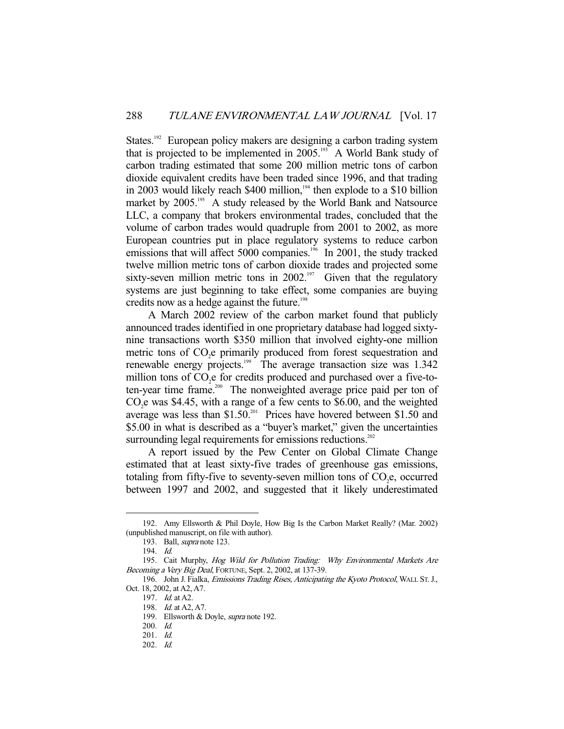States.[192] European policy makers are designing a carbon trading system that is projected to be implemented in 2005.[193] A World Bank study of carbon trading estimated that some 200 million metric tons of carbon dioxide equivalent credits have been traded since 1996, and that trading in 2003 would likely reach $400 million,[194] then explode to a $10 billion market by 2005.[195] A study released by the World Bank and Natsource LLC, a company that brokers environmental trades, concluded that the volume of carbon trades would quadruple from 2001 to 2002, as more European countries put in place regulatory systems to reduce carbon emissions that will affect 5000 companies.[196] In 2001, the study tracked twelve million metric tons of carbon dioxide trades and projected some sixty-seven million metric tons in 2002.[197] Given that the regulatory systems are just beginning to take effect, some companies are buying credits now as a hedge against the future.[198]

A March 2002 review of the carbon market found that publicly announced trades identified in one proprietary database had logged sixty-nine transactions worth $350 million that involved eighty-one million metric tons of $CO_2e$ primarily produced from forest sequestration and renewable energy projects.[199] The average transaction size was 1.342 million tons of $CO_2e$ for credits produced and purchased over a five-to-ten-year time frame.[200] The nonweighted average price paid per ton of $CO_2e$ was $4.45, with a range of a few cents to $6.00, and the weighted average was less than $1.50.[201] Prices have hovered between $1.50 and $5.00 in what is described as a "buyer's market," given the uncertainties surrounding legal requirements for emissions reductions.[202]

A report issued by the Pew Center on Global Climate Change estimated that at least sixty-five trades of greenhouse gas emissions, totaling from fifty-five to seventy-seven million tons of $CO_2e$, occurred between 1997 and 2002, and suggested that it likely underestimated

---

192. Amy Ellsworth & Phil Doyle, How Big Is the Carbon Market Really? (Mar. 2002) (unpublished manuscript, on file with author).

193. Ball, *supra* note 123.

194. *Id.*

195. Cait Murphy, *Hog Wild for Pollution Trading: Why Environmental Markets Are Becoming a Very Big Deal*, FORTUNE, Sept. 2, 2002, at 137-39.

196. John J. Fialka, *Emissions Trading Rises, Anticipating the Kyoto Protocol*, WALL ST. J., Oct. 18, 2002, at A2, A7.

197. *Id.* at A2.

198. *Id.* at A2, A7.

199. Ellsworth & Doyle, *supra* note 192.

200. *Id.*

201. *Id.*

202. *Id.*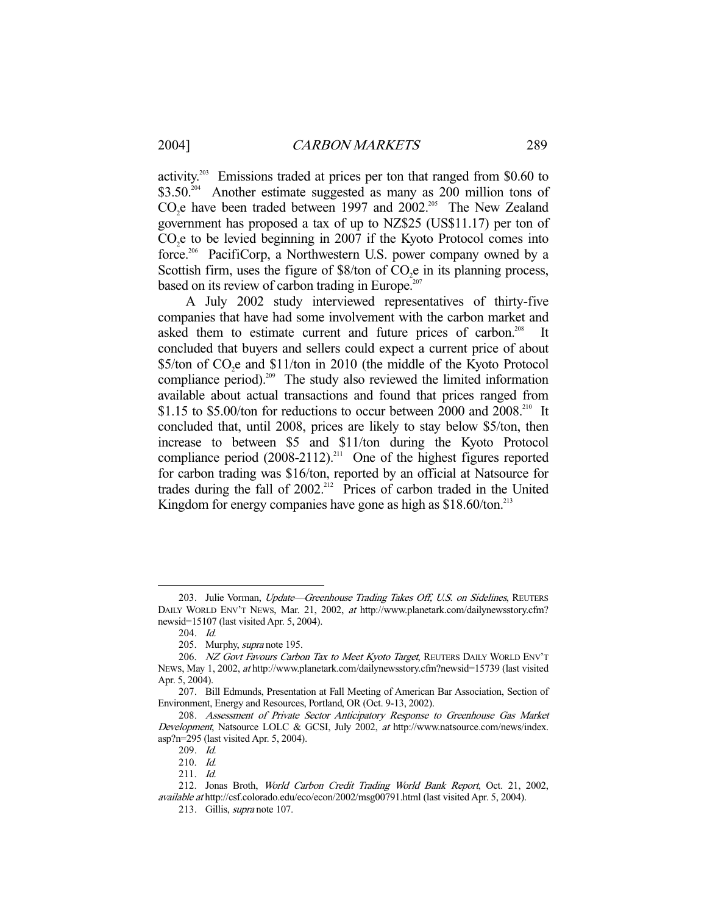activity.[203] Emissions traded at prices per ton that ranged from \$0.60 to \$3.50.[204] Another estimate suggested as many as 200 million tons of $CO_2$e have been traded between 1997 and 2002.[205] The New Zealand government has proposed a tax of up to NZ\$25 (US\$11.17) per ton of $CO_2$e to be levied beginning in 2007 if the Kyoto Protocol comes into force.[206] PacifiCorp, a Northwestern U.S. power company owned by a Scottish firm, uses the figure of \$8/ton of $CO_2$e in its planning process, based on its review of carbon trading in Europe.[207]

A July 2002 study interviewed representatives of thirty-five companies that have had some involvement with the carbon market and asked them to estimate current and future prices of carbon.[208] It concluded that buyers and sellers could expect a current price of about \$5/ton of $CO_2$e and \$11/ton in 2010 (the middle of the Kyoto Protocol compliance period).[209] The study also reviewed the limited information available about actual transactions and found that prices ranged from \$1.15 to \$5.00/ton for reductions to occur between 2000 and 2008.[210] It concluded that, until 2008, prices are likely to stay below \$5/ton, then increase to between \$5 and \$11/ton during the Kyoto Protocol compliance period (2008-2112).[211] One of the highest figures reported for carbon trading was \$16/ton, reported by an official at Natsource for trades during the fall of 2002.[212] Prices of carbon traded in the United Kingdom for energy companies have gone as high as \$18.60/ton.[213]

---

203. Julie Vorman, *Update—Greenhouse Trading Takes Off, U.S. on Sidelines*, REUTERS DAILY WORLD ENV'T NEWS, Mar. 21, 2002, *at* http://www.planetark.com/dailynewsstory.cfm?newsid=15107 (last visited Apr. 5, 2004).

204. *Id.*

205. Murphy, *supra* note 195.

206. *NZ Govt Favours Carbon Tax to Meet Kyoto Target*, REUTERS DAILY WORLD ENV'T NEWS, May 1, 2002, *at* http://www.planetark.com/dailynewsstory.cfm?newsid=15739 (last visited Apr. 5, 2004).

207. Bill Edmunds, Presentation at Fall Meeting of American Bar Association, Section of Environment, Energy and Resources, Portland, OR (Oct. 9-13, 2002).

208. *Assessment of Private Sector Anticipatory Response to Greenhouse Gas Market Development*, Natsource LOLC & GCSI, July 2002, *at* http://www.natsource.com/news/index.asp?n=295 (last visited Apr. 5, 2004).

209. *Id.*

210. *Id.*

211. *Id.*

212. Jonas Broth, *World Carbon Credit Trading World Bank Report*, Oct. 21, 2002, *available at* http://csf.colorado.edu/eco/econ/2002/msg00791.html (last visited Apr. 5, 2004).

213. Gillis, *supra* note 107.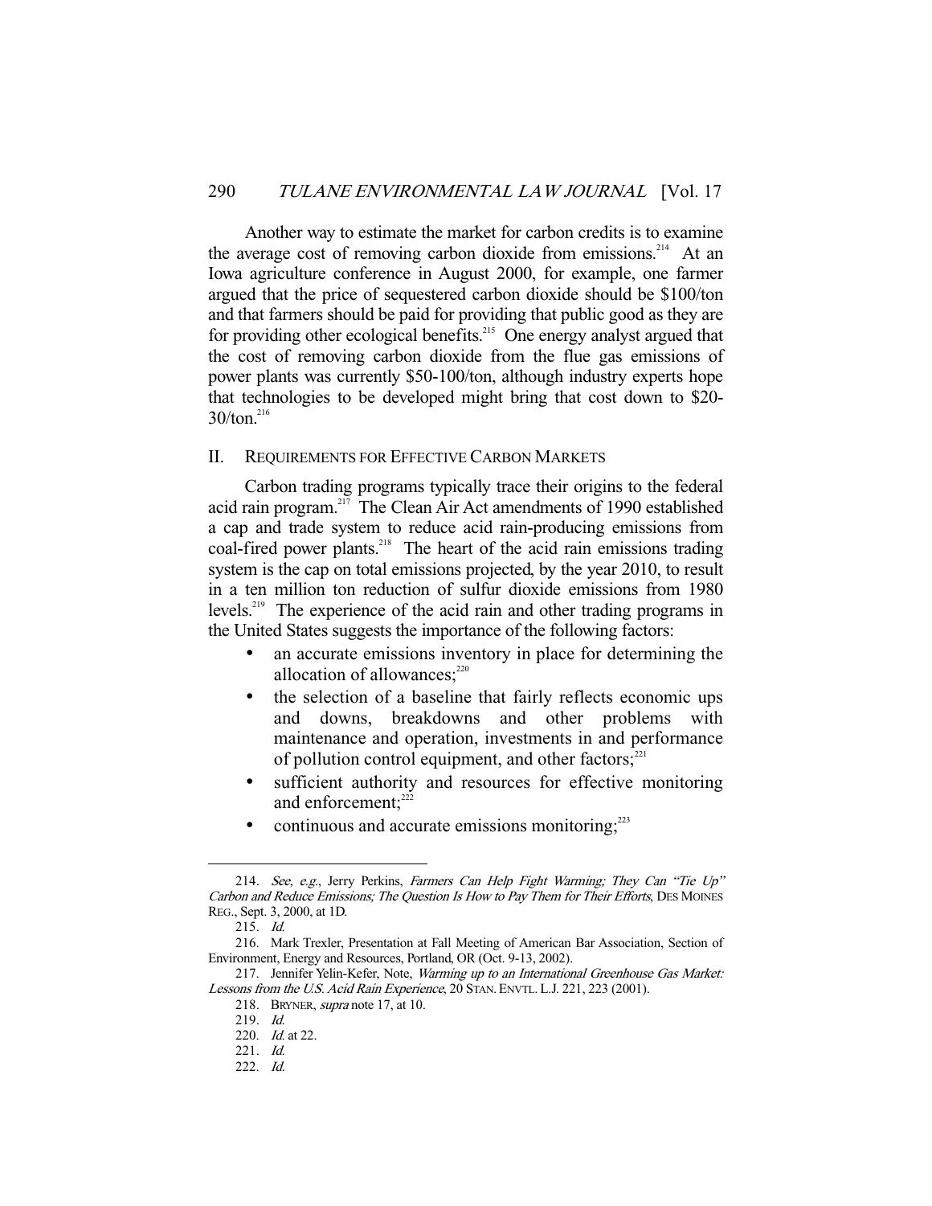Another way to estimate the market for carbon credits is to examine the average cost of removing carbon dioxide from emissions.[214] At an Iowa agriculture conference in August 2000, for example, one farmer argued that the price of sequestered carbon dioxide should be $100/ton and that farmers should be paid for providing that public good as they are for providing other ecological benefits.[215] One energy analyst argued that the cost of removing carbon dioxide from the flue gas emissions of power plants was currently $50-100/ton, although industry experts hope that technologies to be developed might bring that cost down to $20-30/ton.[216]

## II. REQUIREMENTS FOR EFFECTIVE CARBON MARKETS

Carbon trading programs typically trace their origins to the federal acid rain program.[217] The Clean Air Act amendments of 1990 established a cap and trade system to reduce acid rain-producing emissions from coal-fired power plants.[218] The heart of the acid rain emissions trading system is the cap on total emissions projected, by the year 2010, to result in a ten million ton reduction of sulfur dioxide emissions from 1980 levels.[219] The experience of the acid rain and other trading programs in the United States suggests the importance of the following factors:

- an accurate emissions inventory in place for determining the allocation of allowances;[220]
- the selection of a baseline that fairly reflects economic ups and downs, breakdowns and other problems with maintenance and operation, investments in and performance of pollution control equipment, and other factors;[221]
- sufficient authority and resources for effective monitoring and enforcement;[222]
- continuous and accurate emissions monitoring;[223]

---

214. *See, e.g.*, Jerry Perkins, *Farmers Can Help Fight Warming; They Can "Tie Up" Carbon and Reduce Emissions; The Question Is How to Pay Them for Their Efforts*, DES MOINES REG., Sept. 3, 2000, at 1D.

215. *Id.*

216. Mark Trexler, Presentation at Fall Meeting of American Bar Association, Section of Environment, Energy and Resources, Portland, OR (Oct. 9-13, 2002).

217. Jennifer Yelin-Kefer, Note, *Warming up to an International Greenhouse Gas Market: Lessons from the U.S. Acid Rain Experience*, 20 STAN. ENVTL. L.J. 221, 223 (2001).

218. BRYNER, *supra* note 17, at 10.

219. *Id.*

220. *Id.* at 22.

221. *Id.*

222. *Id.*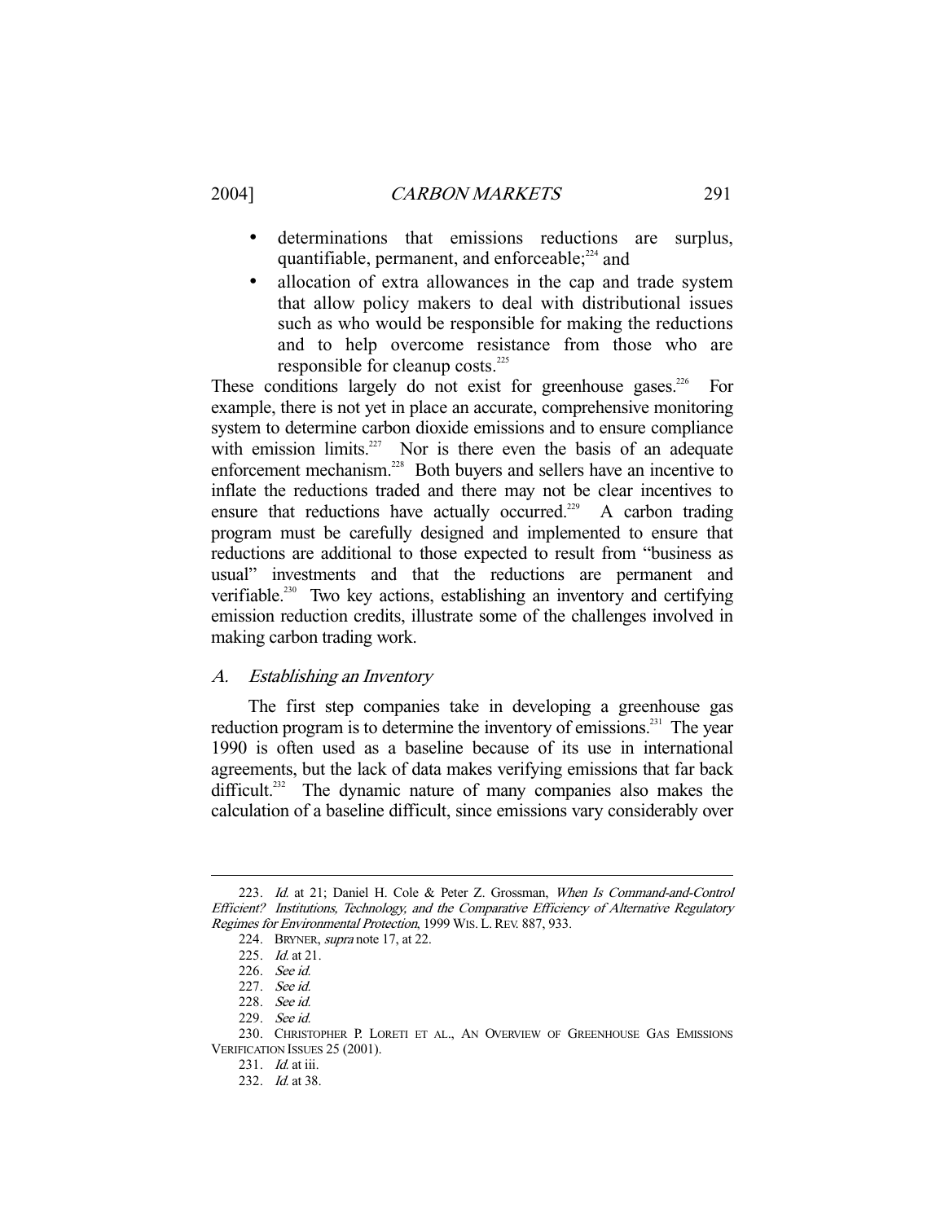- determinations that emissions reductions are surplus, quantifiable, permanent, and enforceable;[224] and
- allocation of extra allowances in the cap and trade system that allow policy makers to deal with distributional issues such as who would be responsible for making the reductions and to help overcome resistance from those who are responsible for cleanup costs.[225]

These conditions largely do not exist for greenhouse gases.[226] For example, there is not yet in place an accurate, comprehensive monitoring system to determine carbon dioxide emissions and to ensure compliance with emission limits.[227] Nor is there even the basis of an adequate enforcement mechanism.[228] Both buyers and sellers have an incentive to inflate the reductions traded and there may not be clear incentives to ensure that reductions have actually occurred.[229] A carbon trading program must be carefully designed and implemented to ensure that reductions are additional to those expected to result from "business as usual" investments and that the reductions are permanent and verifiable.[230] Two key actions, establishing an inventory and certifying emission reduction credits, illustrate some of the challenges involved in making carbon trading work.

### A. *Establishing an Inventory*

The first step companies take in developing a greenhouse gas reduction program is to determine the inventory of emissions.[231] The year 1990 is often used as a baseline because of its use in international agreements, but the lack of data makes verifying emissions that far back difficult.[232] The dynamic nature of many companies also makes the calculation of a baseline difficult, since emissions vary considerably over

---

223. *Id.* at 21; Daniel H. Cole & Peter Z. Grossman, *When Is Command-and-Control Efficient? Institutions, Technology, and the Comparative Efficiency of Alternative Regulatory Regimes for Environmental Protection*, 1999 WIS. L. REV. 887, 933.

224. BRYNER, *supra* note 17, at 22.

225. *Id.* at 21.

226. *See id.*

227. *See id.*

228. *See id.*

229. *See id.*

230. CHRISTOPHER P. LORETI ET AL., AN OVERVIEW OF GREENHOUSE GAS EMISSIONS VERIFICATION ISSUES 25 (2001).

231. *Id.* at iii.

232. *Id.* at 38.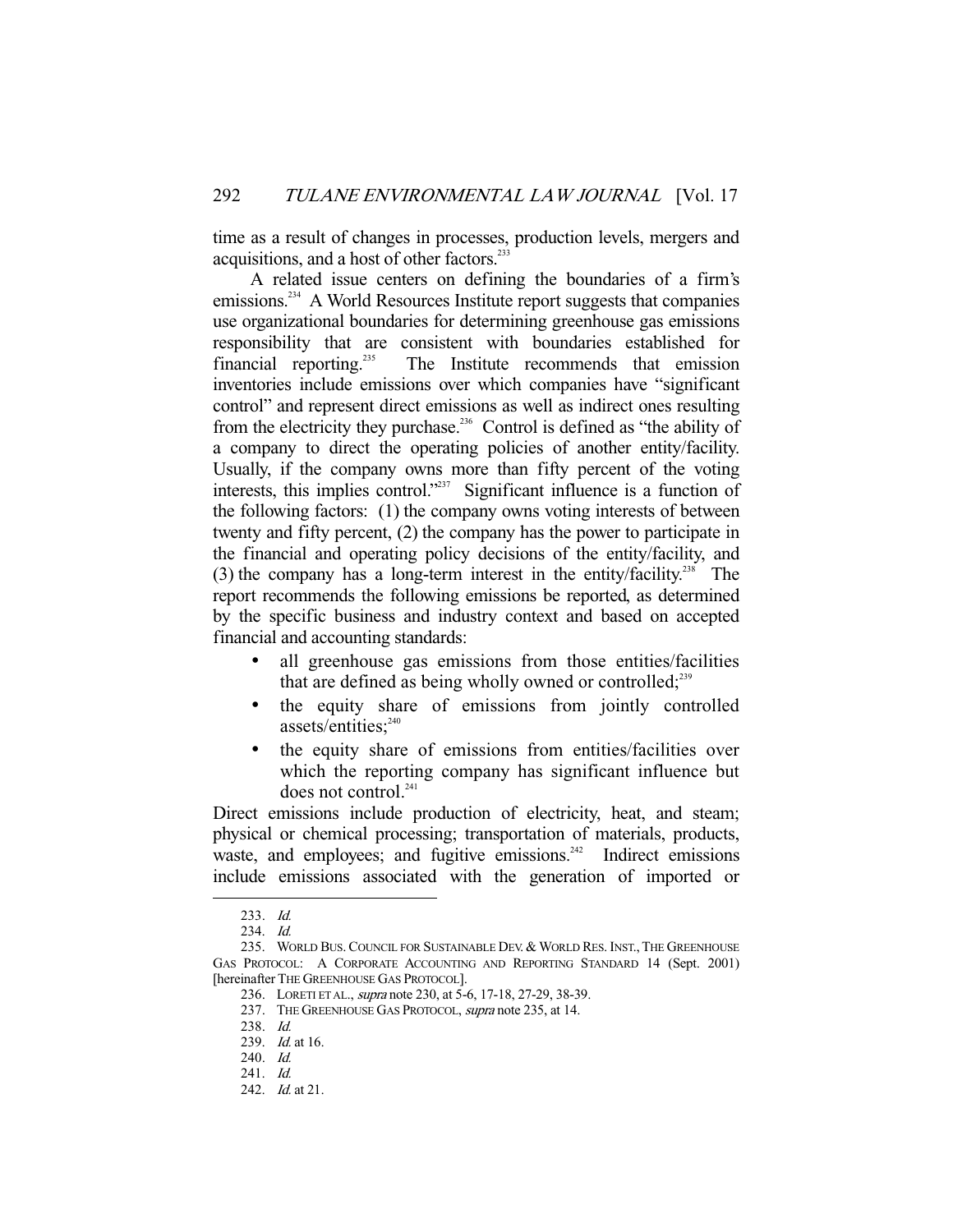time as a result of changes in processes, production levels, mergers and acquisitions, and a host of other factors.[233]

A related issue centers on defining the boundaries of a firm's emissions.[234] A World Resources Institute report suggests that companies use organizational boundaries for determining greenhouse gas emissions responsibility that are consistent with boundaries established for financial reporting.[235] The Institute recommends that emission inventories include emissions over which companies have "significant control" and represent direct emissions as well as indirect ones resulting from the electricity they purchase.[236] Control is defined as "the ability of a company to direct the operating policies of another entity/facility. Usually, if the company owns more than fifty percent of the voting interests, this implies control."[237] Significant influence is a function of the following factors: (1) the company owns voting interests of between twenty and fifty percent, (2) the company has the power to participate in the financial and operating policy decisions of the entity/facility, and (3) the company has a long-term interest in the entity/facility.[238] The report recommends the following emissions be reported, as determined by the specific business and industry context and based on accepted financial and accounting standards:

- all greenhouse gas emissions from those entities/facilities that are defined as being wholly owned or controlled;[239]
- the equity share of emissions from jointly controlled assets/entities;[240]
- the equity share of emissions from entities/facilities over which the reporting company has significant influence but does not control.[241]

Direct emissions include production of electricity, heat, and steam; physical or chemical processing; transportation of materials, products, waste, and employees; and fugitive emissions.[242] Indirect emissions include emissions associated with the generation of imported or

---

233. *Id.*

234. *Id.*

235. WORLD BUS. COUNCIL FOR SUSTAINABLE DEV. & WORLD RES. INST., THE GREENHOUSE GAS PROTOCOL: A CORPORATE ACCOUNTING AND REPORTING STANDARD 14 (Sept. 2001) [hereinafter THE GREENHOUSE GAS PROTOCOL].

236. LORETI ET AL., *supra* note 230, at 5-6, 17-18, 27-29, 38-39.

237. THE GREENHOUSE GAS PROTOCOL, *supra* note 235, at 14.

238. *Id.*

239. *Id.* at 16.

240. *Id.*

241. *Id.*

242. *Id.* at 21.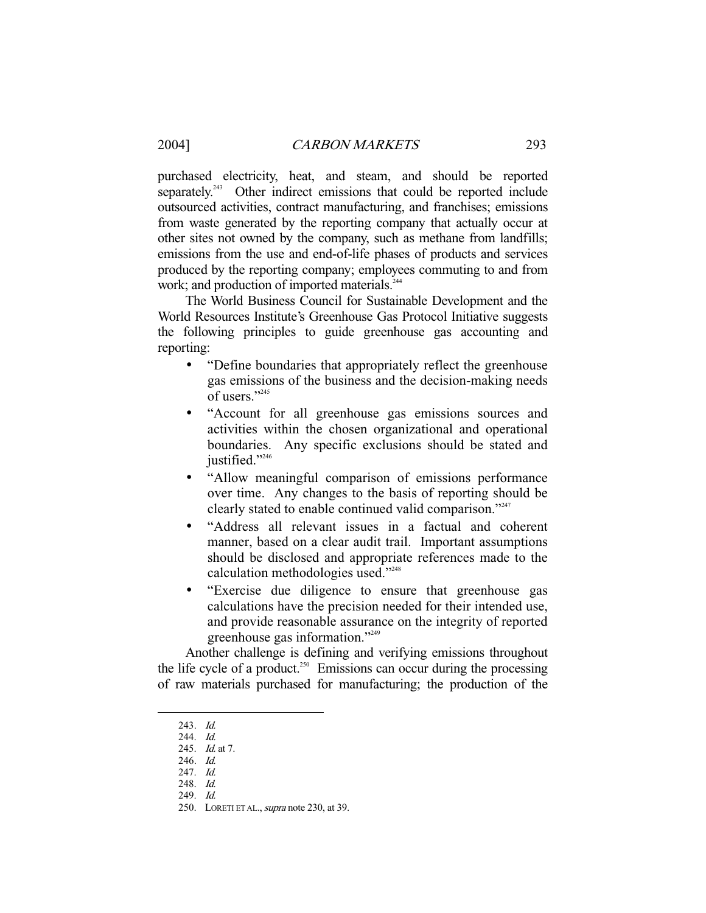purchased electricity, heat, and steam, and should be reported separately.[243] Other indirect emissions that could be reported include outsourced activities, contract manufacturing, and franchises; emissions from waste generated by the reporting company that actually occur at other sites not owned by the company, such as methane from landfills; emissions from the use and end-of-life phases of products and services produced by the reporting company; employees commuting to and from work; and production of imported materials.[244]

The World Business Council for Sustainable Development and the World Resources Institute's Greenhouse Gas Protocol Initiative suggests the following principles to guide greenhouse gas accounting and reporting:

- "Define boundaries that appropriately reflect the greenhouse gas emissions of the business and the decision-making needs of users."[245]
- "Account for all greenhouse gas emissions sources and activities within the chosen organizational and operational boundaries. Any specific exclusions should be stated and justified."[246]
- "Allow meaningful comparison of emissions performance over time. Any changes to the basis of reporting should be clearly stated to enable continued valid comparison."[247]
- "Address all relevant issues in a factual and coherent manner, based on a clear audit trail. Important assumptions should be disclosed and appropriate references made to the calculation methodologies used."[248]
- "Exercise due diligence to ensure that greenhouse gas calculations have the precision needed for their intended use, and provide reasonable assurance on the integrity of reported greenhouse gas information."[249]

Another challenge is defining and verifying emissions throughout the life cycle of a product.[250] Emissions can occur during the processing of raw materials purchased for manufacturing; the production of the

---

243. *Id.*
244. *Id.*
245. *Id.* at 7.
246. *Id.*
247. *Id.*
248. *Id.*
249. *Id.*
250. LORETI ET AL., *supra* note 230, at 39.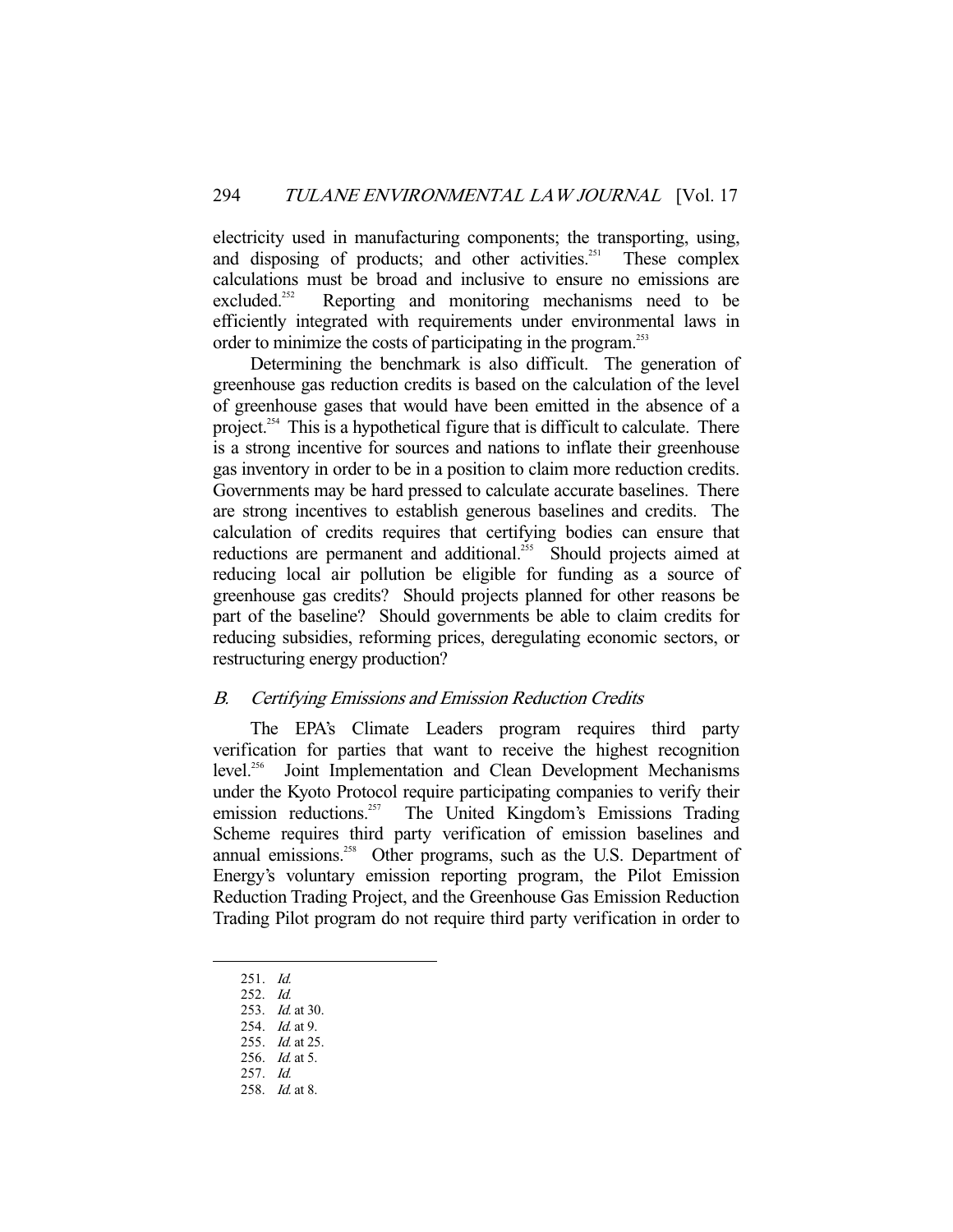electricity used in manufacturing components; the transporting, using, and disposing of products; and other activities.[251] These complex calculations must be broad and inclusive to ensure no emissions are excluded.[252] Reporting and monitoring mechanisms need to be efficiently integrated with requirements under environmental laws in order to minimize the costs of participating in the program.[253]

Determining the benchmark is also difficult. The generation of greenhouse gas reduction credits is based on the calculation of the level of greenhouse gases that would have been emitted in the absence of a project.[254] This is a hypothetical figure that is difficult to calculate. There is a strong incentive for sources and nations to inflate their greenhouse gas inventory in order to be in a position to claim more reduction credits. Governments may be hard pressed to calculate accurate baselines. There are strong incentives to establish generous baselines and credits. The calculation of credits requires that certifying bodies can ensure that reductions are permanent and additional.[255] Should projects aimed at reducing local air pollution be eligible for funding as a source of greenhouse gas credits? Should projects planned for other reasons be part of the baseline? Should governments be able to claim credits for reducing subsidies, reforming prices, deregulating economic sectors, or restructuring energy production?

### *B. Certifying Emissions and Emission Reduction Credits*

The EPA's Climate Leaders program requires third party verification for parties that want to receive the highest recognition level.[256] Joint Implementation and Clean Development Mechanisms under the Kyoto Protocol require participating companies to verify their emission reductions.[257] The United Kingdom's Emissions Trading Scheme requires third party verification of emission baselines and annual emissions.[258] Other programs, such as the U.S. Department of Energy's voluntary emission reporting program, the Pilot Emission Reduction Trading Project, and the Greenhouse Gas Emission Reduction Trading Pilot program do not require third party verification in order to

---

251. *Id.*
252. *Id.*
253. *Id.* at 30.
254. *Id.* at 9.
255. *Id.* at 25.
256. *Id.* at 5.
257. *Id.*
258. *Id.* at 8.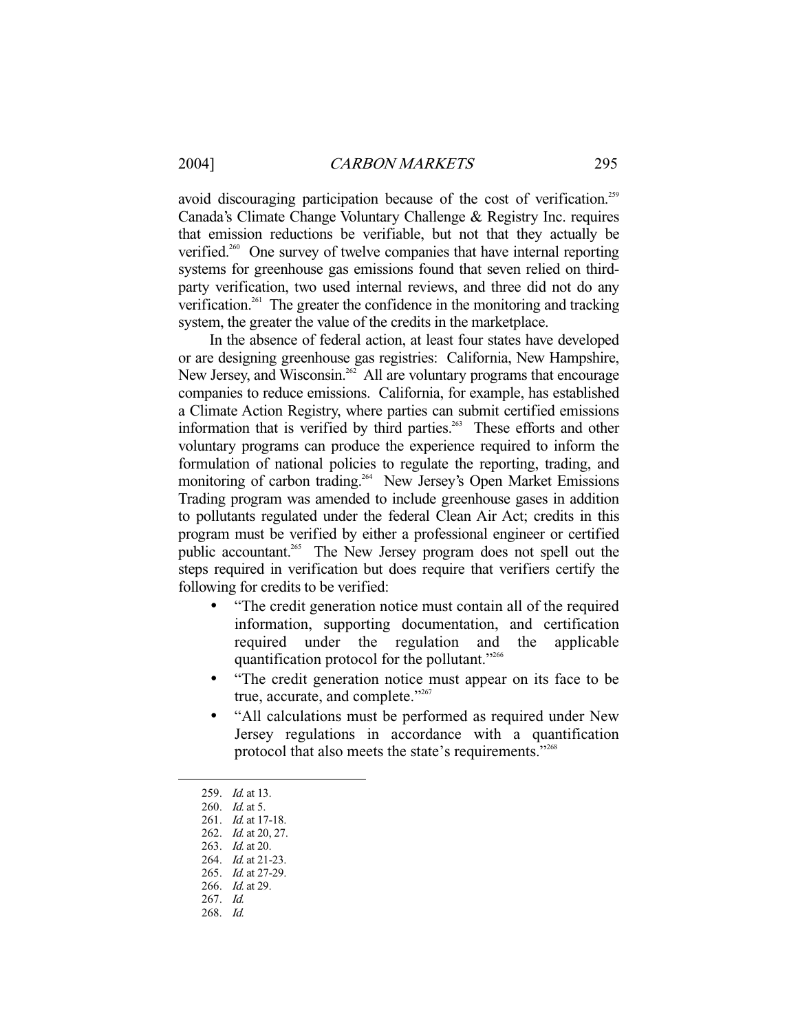avoid discouraging participation because of the cost of verification.[259] Canada's Climate Change Voluntary Challenge & Registry Inc. requires that emission reductions be verifiable, but not that they actually be verified.[260] One survey of twelve companies that have internal reporting systems for greenhouse gas emissions found that seven relied on third-party verification, two used internal reviews, and three did not do any verification.[261] The greater the confidence in the monitoring and tracking system, the greater the value of the credits in the marketplace.

In the absence of federal action, at least four states have developed or are designing greenhouse gas registries: California, New Hampshire, New Jersey, and Wisconsin.[262] All are voluntary programs that encourage companies to reduce emissions. California, for example, has established a Climate Action Registry, where parties can submit certified emissions information that is verified by third parties.[263] These efforts and other voluntary programs can produce the experience required to inform the formulation of national policies to regulate the reporting, trading, and monitoring of carbon trading.[264] New Jersey's Open Market Emissions Trading program was amended to include greenhouse gases in addition to pollutants regulated under the federal Clean Air Act; credits in this program must be verified by either a professional engineer or certified public accountant.[265] The New Jersey program does not spell out the steps required in verification but does require that verifiers certify the following for credits to be verified:

- "The credit generation notice must contain all of the required information, supporting documentation, and certification required under the regulation and the applicable quantification protocol for the pollutant."[266]
- "The credit generation notice must appear on its face to be true, accurate, and complete."[267]
- "All calculations must be performed as required under New Jersey regulations in accordance with a quantification protocol that also meets the state's requirements."[268]

---

259. *Id.* at 13.
260. *Id.* at 5.
261. *Id.* at 17-18.
262. *Id.* at 20, 27.
263. *Id.* at 20.
264. *Id.* at 21-23.
265. *Id.* at 27-29.
266. *Id.* at 29.
267. *Id.*
268. *Id.*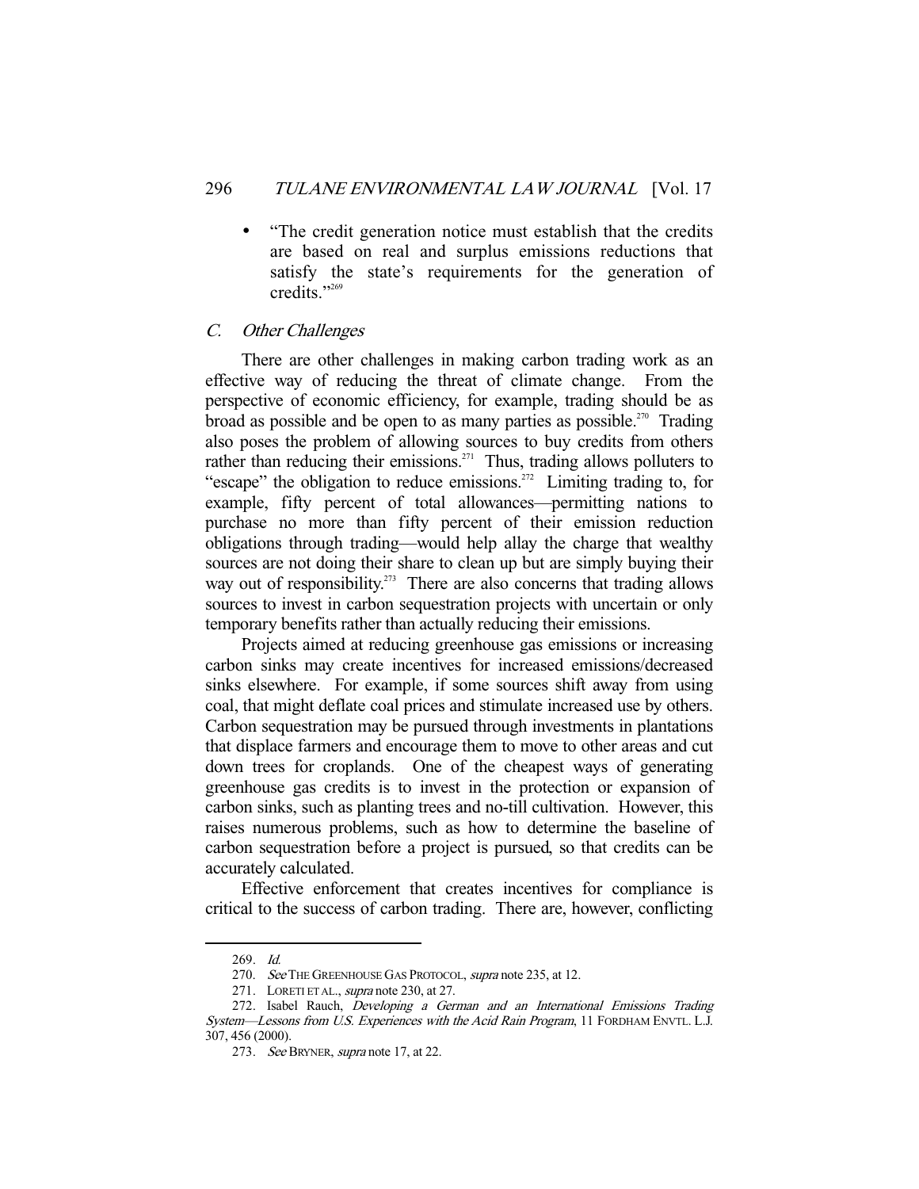- "The credit generation notice must establish that the credits are based on real and surplus emissions reductions that satisfy the state's requirements for the generation of credits."[269]

### C. *Other Challenges*

There are other challenges in making carbon trading work as an effective way of reducing the threat of climate change. From the perspective of economic efficiency, for example, trading should be as broad as possible and be open to as many parties as possible.[270] Trading also poses the problem of allowing sources to buy credits from others rather than reducing their emissions.[271] Thus, trading allows polluters to "escape" the obligation to reduce emissions.[272] Limiting trading to, for example, fifty percent of total allowances—permitting nations to purchase no more than fifty percent of their emission reduction obligations through trading—would help allay the charge that wealthy sources are not doing their share to clean up but are simply buying their way out of responsibility.[273] There are also concerns that trading allows sources to invest in carbon sequestration projects with uncertain or only temporary benefits rather than actually reducing their emissions.

Projects aimed at reducing greenhouse gas emissions or increasing carbon sinks may create incentives for increased emissions/decreased sinks elsewhere. For example, if some sources shift away from using coal, that might deflate coal prices and stimulate increased use by others. Carbon sequestration may be pursued through investments in plantations that displace farmers and encourage them to move to other areas and cut down trees for croplands. One of the cheapest ways of generating greenhouse gas credits is to invest in the protection or expansion of carbon sinks, such as planting trees and no-till cultivation. However, this raises numerous problems, such as how to determine the baseline of carbon sequestration before a project is pursued, so that credits can be accurately calculated.

Effective enforcement that creates incentives for compliance is critical to the success of carbon trading. There are, however, conflicting

---

269. *Id.*

270. *See* THE GREENHOUSE GAS PROTOCOL, *supra* note 235, at 12.

271. LORETI ET AL., *supra* note 230, at 27.

272. Isabel Rauch, *Developing a German and an International Emissions Trading System—Lessons from U.S. Experiences with the Acid Rain Program*, 11 FORDHAM ENVTL. L.J. 307, 456 (2000).

273. *See* BRYNER, *supra* note 17, at 22.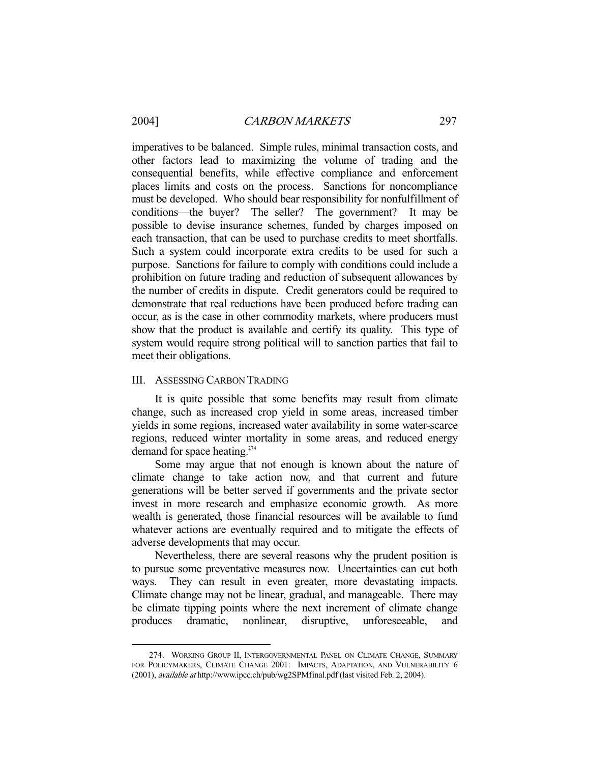imperatives to be balanced. Simple rules, minimal transaction costs, and other factors lead to maximizing the volume of trading and the consequential benefits, while effective compliance and enforcement places limits and costs on the process. Sanctions for noncompliance must be developed. Who should bear responsibility for nonfulfillment of conditions—the buyer? The seller? The government? It may be possible to devise insurance schemes, funded by charges imposed on each transaction, that can be used to purchase credits to meet shortfalls. Such a system could incorporate extra credits to be used for such a purpose. Sanctions for failure to comply with conditions could include a prohibition on future trading and reduction of subsequent allowances by the number of credits in dispute. Credit generators could be required to demonstrate that real reductions have been produced before trading can occur, as is the case in other commodity markets, where producers must show that the product is available and certify its quality. This type of system would require strong political will to sanction parties that fail to meet their obligations.

## III. ASSESSING CARBON TRADING

It is quite possible that some benefits may result from climate change, such as increased crop yield in some areas, increased timber yields in some regions, increased water availability in some water-scarce regions, reduced winter mortality in some areas, and reduced energy demand for space heating.[274]

Some may argue that not enough is known about the nature of climate change to take action now, and that current and future generations will be better served if governments and the private sector invest in more research and emphasize economic growth. As more wealth is generated, those financial resources will be available to fund whatever actions are eventually required and to mitigate the effects of adverse developments that may occur.

Nevertheless, there are several reasons why the prudent position is to pursue some preventative measures now. Uncertainties can cut both ways. They can result in even greater, more devastating impacts. Climate change may not be linear, gradual, and manageable. There may be climate tipping points where the next increment of climate change produces dramatic, nonlinear, disruptive, unforeseeable, and

---

274. WORKING GROUP II, INTERGOVERNMENTAL PANEL ON CLIMATE CHANGE, SUMMARY FOR POLICYMAKERS, CLIMATE CHANGE 2001: IMPACTS, ADAPTATION, AND VULNERABILITY 6 (2001), *available at* http://www.ipcc.ch/pub/wg2SPMfinal.pdf (last visited Feb. 2, 2004).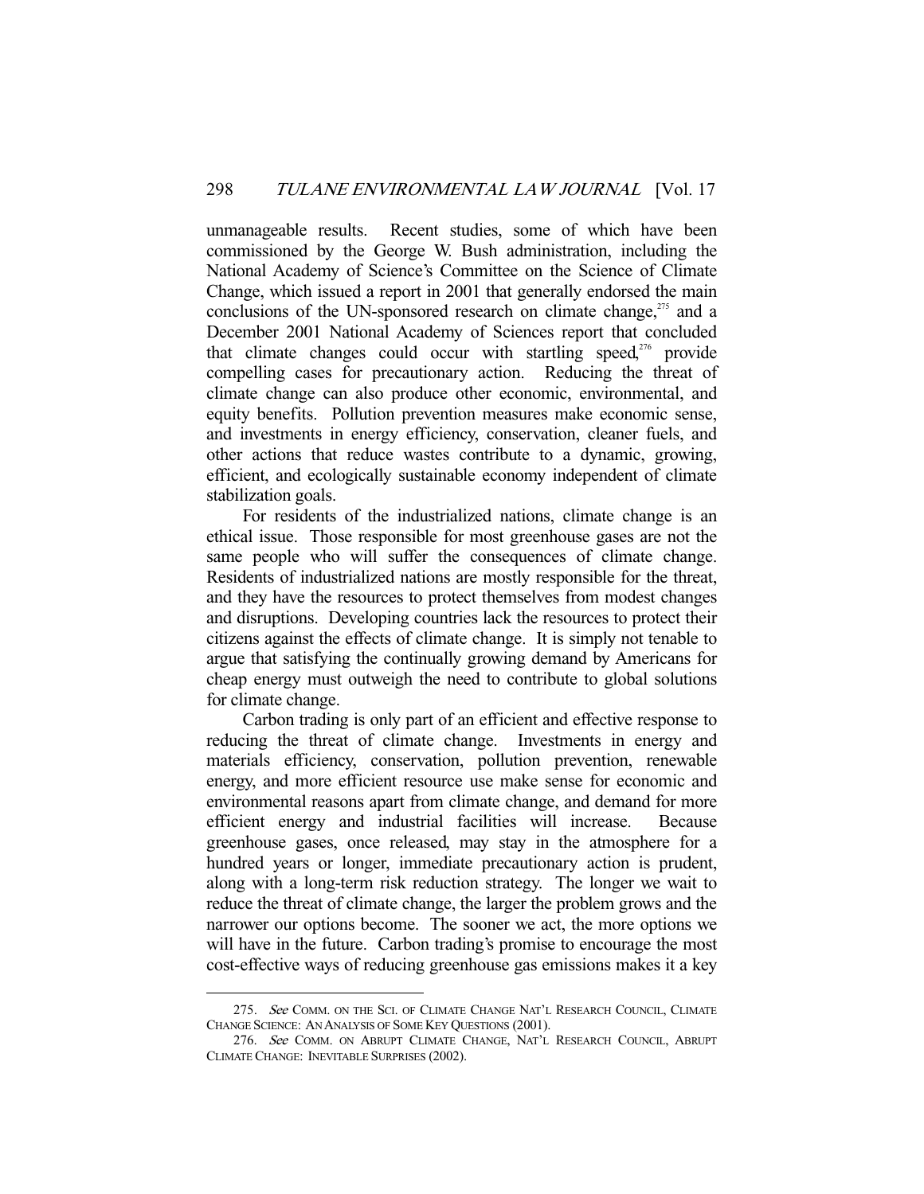unmanageable results. Recent studies, some of which have been commissioned by the George W. Bush administration, including the National Academy of Science's Committee on the Science of Climate Change, which issued a report in 2001 that generally endorsed the main conclusions of the UN-sponsored research on climate change,[275] and a December 2001 National Academy of Sciences report that concluded that climate changes could occur with startling speed,[276] provide compelling cases for precautionary action. Reducing the threat of climate change can also produce other economic, environmental, and equity benefits. Pollution prevention measures make economic sense, and investments in energy efficiency, conservation, cleaner fuels, and other actions that reduce wastes contribute to a dynamic, growing, efficient, and ecologically sustainable economy independent of climate stabilization goals.

For residents of the industrialized nations, climate change is an ethical issue. Those responsible for most greenhouse gases are not the same people who will suffer the consequences of climate change. Residents of industrialized nations are mostly responsible for the threat, and they have the resources to protect themselves from modest changes and disruptions. Developing countries lack the resources to protect their citizens against the effects of climate change. It is simply not tenable to argue that satisfying the continually growing demand by Americans for cheap energy must outweigh the need to contribute to global solutions for climate change.

Carbon trading is only part of an efficient and effective response to reducing the threat of climate change. Investments in energy and materials efficiency, conservation, pollution prevention, renewable energy, and more efficient resource use make sense for economic and environmental reasons apart from climate change, and demand for more efficient energy and industrial facilities will increase. Because greenhouse gases, once released, may stay in the atmosphere for a hundred years or longer, immediate precautionary action is prudent, along with a long-term risk reduction strategy. The longer we wait to reduce the threat of climate change, the larger the problem grows and the narrower our options become. The sooner we act, the more options we will have in the future. Carbon trading's promise to encourage the most cost-effective ways of reducing greenhouse gas emissions makes it a key

---

275. *See* COMM. ON THE SCI. OF CLIMATE CHANGE NAT'L RESEARCH COUNCIL, CLIMATE CHANGE SCIENCE: AN ANALYSIS OF SOME KEY QUESTIONS (2001).

276. *See* COMM. ON ABRUPT CLIMATE CHANGE, NAT'L RESEARCH COUNCIL, ABRUPT CLIMATE CHANGE: INEVITABLE SURPRISES (2002).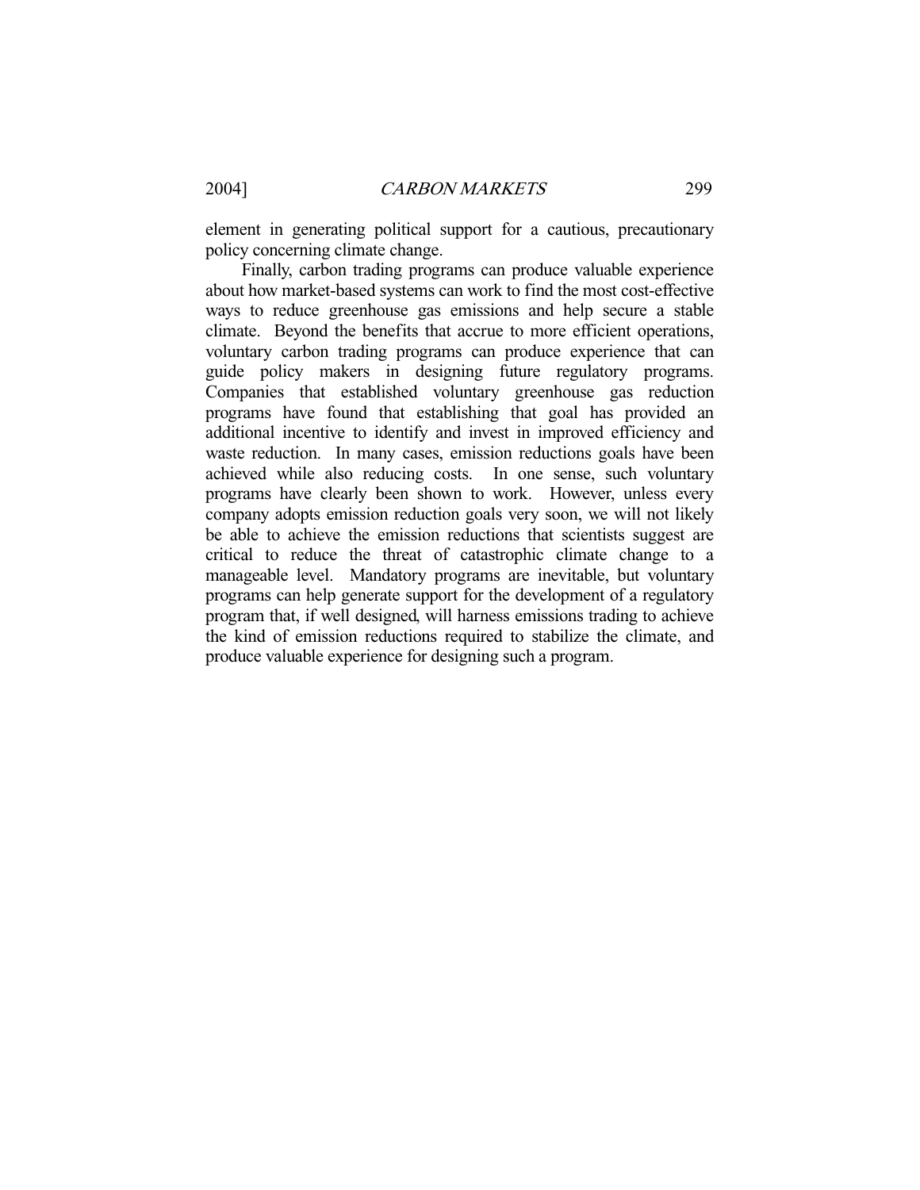element in generating political support for a cautious, precautionary policy concerning climate change.

Finally, carbon trading programs can produce valuable experience about how market-based systems can work to find the most cost-effective ways to reduce greenhouse gas emissions and help secure a stable climate. Beyond the benefits that accrue to more efficient operations, voluntary carbon trading programs can produce experience that can guide policy makers in designing future regulatory programs. Companies that established voluntary greenhouse gas reduction programs have found that establishing that goal has provided an additional incentive to identify and invest in improved efficiency and waste reduction. In many cases, emission reductions goals have been achieved while also reducing costs. In one sense, such voluntary programs have clearly been shown to work. However, unless every company adopts emission reduction goals very soon, we will not likely be able to achieve the emission reductions that scientists suggest are critical to reduce the threat of catastrophic climate change to a manageable level. Mandatory programs are inevitable, but voluntary programs can help generate support for the development of a regulatory program that, if well designed, will harness emissions trading to achieve the kind of emission reductions required to stabilize the climate, and produce valuable experience for designing such a program.